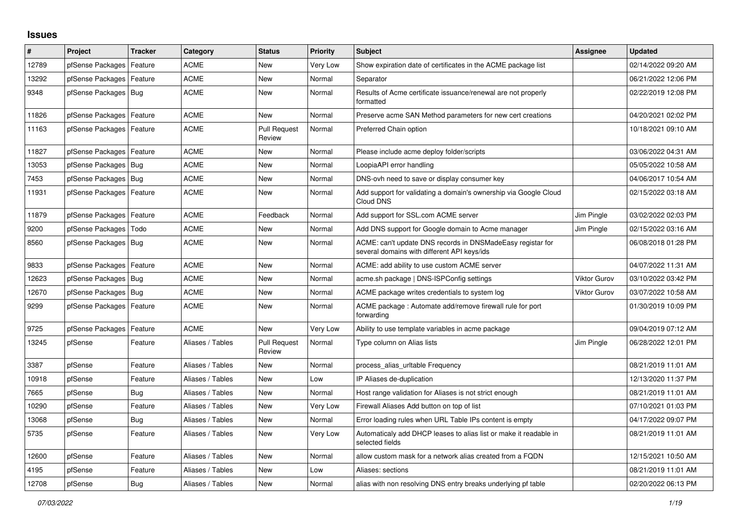## Issues

| # | Project | Tracker | Category | Status | Priority | Subject | Assignee | Updated |
|---|---|---|---|---|---|---|---|---|
| 12789 | pfSense Packages | Feature | ACME | New | Very Low | Show expiration date of certificates in the ACME package list | | 02/14/2022 09:20 AM |
| 13292 | pfSense Packages | Feature | ACME | New | Normal | Separator | | 06/21/2022 12:06 PM |
| 9348 | pfSense Packages | Bug | ACME | New | Normal | Results of Acme certificate issuance/renewal are not properly formatted | | 02/22/2019 12:08 PM |
| 11826 | pfSense Packages | Feature | ACME | New | Normal | Preserve acme SAN Method parameters for new cert creations | | 04/20/2021 02:02 PM |
| 11163 | pfSense Packages | Feature | ACME | Pull Request Review | Normal | Preferred Chain option | | 10/18/2021 09:10 AM |
| 11827 | pfSense Packages | Feature | ACME | New | Normal | Please include acme deploy folder/scripts | | 03/06/2022 04:31 AM |
| 13053 | pfSense Packages | Bug | ACME | New | Normal | LoopiaAPI error handling | | 05/05/2022 10:58 AM |
| 7453 | pfSense Packages | Bug | ACME | New | Normal | DNS-ovh need to save or display consumer key | | 04/06/2017 10:54 AM |
| 11931 | pfSense Packages | Feature | ACME | New | Normal | Add support for validating a domain's ownership via Google Cloud Cloud DNS | | 02/15/2022 03:18 AM |
| 11879 | pfSense Packages | Feature | ACME | Feedback | Normal | Add support for SSL.com ACME server | Jim Pingle | 03/02/2022 02:03 PM |
| 9200 | pfSense Packages | Todo | ACME | New | Normal | Add DNS support for Google domain to Acme manager | Jim Pingle | 02/15/2022 03:16 AM |
| 8560 | pfSense Packages | Bug | ACME | New | Normal | ACME: can't update DNS records in DNSMadeEasy registar for several domains with different API keys/ids | | 06/08/2018 01:28 PM |
| 9833 | pfSense Packages | Feature | ACME | New | Normal | ACME: add ability to use custom ACME server | | 04/07/2022 11:31 AM |
| 12623 | pfSense Packages | Bug | ACME | New | Normal | acme.sh package \| DNS-ISPConfig settings | Viktor Gurov | 03/10/2022 03:42 PM |
| 12670 | pfSense Packages | Bug | ACME | New | Normal | ACME package writes credentials to system log | Viktor Gurov | 03/07/2022 10:58 AM |
| 9299 | pfSense Packages | Feature | ACME | New | Normal | ACME package : Automate add/remove firewall rule for port forwarding | | 01/30/2019 10:09 PM |
| 9725 | pfSense Packages | Feature | ACME | New | Very Low | Ability to use template variables in acme package | | 09/04/2019 07:12 AM |
| 13245 | pfSense | Feature | Aliases / Tables | Pull Request Review | Normal | Type column on Alias lists | Jim Pingle | 06/28/2022 12:01 PM |
| 3387 | pfSense | Feature | Aliases / Tables | New | Normal | process_alias_urltable Frequency | | 08/21/2019 11:01 AM |
| 10918 | pfSense | Feature | Aliases / Tables | New | Low | IP Aliases de-duplication | | 12/13/2020 11:37 PM |
| 7665 | pfSense | Bug | Aliases / Tables | New | Normal | Host range validation for Aliases is not strict enough | | 08/21/2019 11:01 AM |
| 10290 | pfSense | Feature | Aliases / Tables | New | Very Low | Firewall Aliases Add button on top of list | | 07/10/2021 01:03 PM |
| 13068 | pfSense | Bug | Aliases / Tables | New | Normal | Error loading rules when URL Table IPs content is empty | | 04/17/2022 09:07 PM |
| 5735 | pfSense | Feature | Aliases / Tables | New | Very Low | Automaticaly add DHCP leases to alias list or make it readable in selected fields | | 08/21/2019 11:01 AM |
| 12600 | pfSense | Feature | Aliases / Tables | New | Normal | allow custom mask for a network alias created from a FQDN | | 12/15/2021 10:50 AM |
| 4195 | pfSense | Feature | Aliases / Tables | New | Low | Aliases: sections | | 08/21/2019 11:01 AM |
| 12708 | pfSense | Bug | Aliases / Tables | New | Normal | alias with non resolving DNS entry breaks underlying pf table | | 02/20/2022 06:13 PM |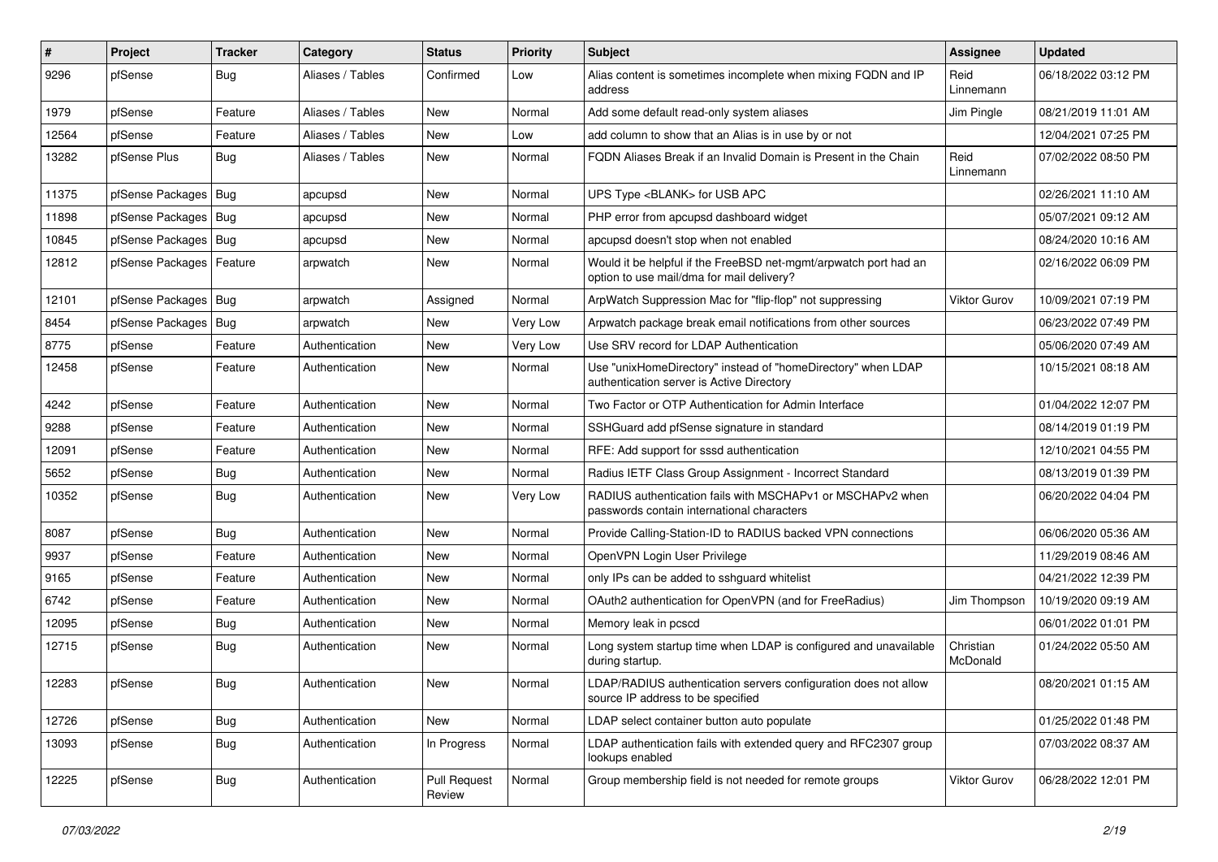| # | Project | Tracker | Category | Status | Priority | Subject | Assignee | Updated |
|---|---|---|---|---|---|---|---|---|
| 9296 | pfSense | Bug | Aliases / Tables | Confirmed | Low | Alias content is sometimes incomplete when mixing FQDN and IP address | Reid Linnemann | 06/18/2022 03:12 PM |
| 1979 | pfSense | Feature | Aliases / Tables | New | Normal | Add some default read-only system aliases | Jim Pingle | 08/21/2019 11:01 AM |
| 12564 | pfSense | Feature | Aliases / Tables | New | Low | add column to show that an Alias is in use by or not | | 12/04/2021 07:25 PM |
| 13282 | pfSense Plus | Bug | Aliases / Tables | New | Normal | FQDN Aliases Break if an Invalid Domain is Present in the Chain | Reid Linnemann | 07/02/2022 08:50 PM |
| 11375 | pfSense Packages | Bug | apcupsd | New | Normal | UPS Type <BLANK> for USB APC | | 02/26/2021 11:10 AM |
| 11898 | pfSense Packages | Bug | apcupsd | New | Normal | PHP error from apcupsd dashboard widget | | 05/07/2021 09:12 AM |
| 10845 | pfSense Packages | Bug | apcupsd | New | Normal | apcupsd doesn't stop when not enabled | | 08/24/2020 10:16 AM |
| 12812 | pfSense Packages | Feature | arpwatch | New | Normal | Would it be helpful if the FreeBSD net-mgmt/arpwatch port had an option to use mail/dma for mail delivery? | | 02/16/2022 06:09 PM |
| 12101 | pfSense Packages | Bug | arpwatch | Assigned | Normal | ArpWatch Suppression Mac for "flip-flop" not suppressing | Viktor Gurov | 10/09/2021 07:19 PM |
| 8454 | pfSense Packages | Bug | arpwatch | New | Very Low | Arpwatch package break email notifications from other sources | | 06/23/2022 07:49 PM |
| 8775 | pfSense | Feature | Authentication | New | Very Low | Use SRV record for LDAP Authentication | | 05/06/2020 07:49 AM |
| 12458 | pfSense | Feature | Authentication | New | Normal | Use "unixHomeDirectory" instead of "homeDirectory" when LDAP authentication server is Active Directory | | 10/15/2021 08:18 AM |
| 4242 | pfSense | Feature | Authentication | New | Normal | Two Factor or OTP Authentication for Admin Interface | | 01/04/2022 12:07 PM |
| 9288 | pfSense | Feature | Authentication | New | Normal | SSHGuard add pfSense signature in standard | | 08/14/2019 01:19 PM |
| 12091 | pfSense | Feature | Authentication | New | Normal | RFE: Add support for sssd authentication | | 12/10/2021 04:55 PM |
| 5652 | pfSense | Bug | Authentication | New | Normal | Radius IETF Class Group Assignment - Incorrect Standard | | 08/13/2019 01:39 PM |
| 10352 | pfSense | Bug | Authentication | New | Very Low | RADIUS authentication fails with MSCHAPv1 or MSCHAPv2 when passwords contain international characters | | 06/20/2022 04:04 PM |
| 8087 | pfSense | Bug | Authentication | New | Normal | Provide Calling-Station-ID to RADIUS backed VPN connections | | 06/06/2020 05:36 AM |
| 9937 | pfSense | Feature | Authentication | New | Normal | OpenVPN Login User Privilege | | 11/29/2019 08:46 AM |
| 9165 | pfSense | Feature | Authentication | New | Normal | only IPs can be added to sshguard whitelist | | 04/21/2022 12:39 PM |
| 6742 | pfSense | Feature | Authentication | New | Normal | OAuth2 authentication for OpenVPN (and for FreeRadius) | Jim Thompson | 10/19/2020 09:19 AM |
| 12095 | pfSense | Bug | Authentication | New | Normal | Memory leak in pcscd | | 06/01/2022 01:01 PM |
| 12715 | pfSense | Bug | Authentication | New | Normal | Long system startup time when LDAP is configured and unavailable during startup. | Christian McDonald | 01/24/2022 05:50 AM |
| 12283 | pfSense | Bug | Authentication | New | Normal | LDAP/RADIUS authentication servers configuration does not allow source IP address to be specified | | 08/20/2021 01:15 AM |
| 12726 | pfSense | Bug | Authentication | New | Normal | LDAP select container button auto populate | | 01/25/2022 01:48 PM |
| 13093 | pfSense | Bug | Authentication | In Progress | Normal | LDAP authentication fails with extended query and RFC2307 group lookups enabled | | 07/03/2022 08:37 AM |
| 12225 | pfSense | Bug | Authentication | Pull Request Review | Normal | Group membership field is not needed for remote groups | Viktor Gurov | 06/28/2022 12:01 PM |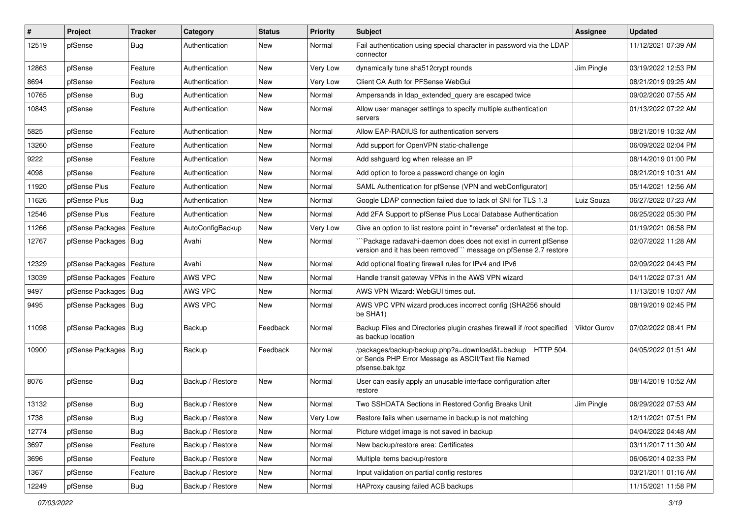| # | Project | Tracker | Category | Status | Priority | Subject | Assignee | Updated |
|---|---|---|---|---|---|---|---|---|
| 12519 | pfSense | Bug | Authentication | New | Normal | Fail authentication using special character in password via the LDAP connector | | 11/12/2021 07:39 AM |
| 12863 | pfSense | Feature | Authentication | New | Very Low | dynamically tune sha512crypt rounds | Jim Pingle | 03/19/2022 12:53 PM |
| 8694 | pfSense | Feature | Authentication | New | Very Low | Client CA Auth for PFSense WebGui | | 08/21/2019 09:25 AM |
| 10765 | pfSense | Bug | Authentication | New | Normal | Ampersands in ldap_extended_query are escaped twice | | 09/02/2020 07:55 AM |
| 10843 | pfSense | Feature | Authentication | New | Normal | Allow user manager settings to specify multiple authentication servers | | 01/13/2022 07:22 AM |
| 5825 | pfSense | Feature | Authentication | New | Normal | Allow EAP-RADIUS for authentication servers | | 08/21/2019 10:32 AM |
| 13260 | pfSense | Feature | Authentication | New | Normal | Add support for OpenVPN static-challenge | | 06/09/2022 02:04 PM |
| 9222 | pfSense | Feature | Authentication | New | Normal | Add sshguard log when release an IP | | 08/14/2019 01:00 PM |
| 4098 | pfSense | Feature | Authentication | New | Normal | Add option to force a password change on login | | 08/21/2019 10:31 AM |
| 11920 | pfSense Plus | Feature | Authentication | New | Normal | SAML Authentication for pfSense (VPN and webConfigurator) | | 05/14/2021 12:56 AM |
| 11626 | pfSense Plus | Bug | Authentication | New | Normal | Google LDAP connection failed due to lack of SNI for TLS 1.3 | Luiz Souza | 06/27/2022 07:23 AM |
| 12546 | pfSense Plus | Feature | Authentication | New | Normal | Add 2FA Support to pfSense Plus Local Database Authentication | | 06/25/2022 05:30 PM |
| 11266 | pfSense Packages | Feature | AutoConfigBackup | New | Very Low | Give an option to list restore point in "reverse" order/latest at the top. | | 01/19/2021 06:58 PM |
| 12767 | pfSense Packages | Bug | Avahi | New | Normal | ```Package radavahi-daemon does does not exist in current pfSense version and it has been removed``` message on pfSense 2.7 restore | | 02/07/2022 11:28 AM |
| 12329 | pfSense Packages | Feature | Avahi | New | Normal | Add optional floating firewall rules for IPv4 and IPv6 | | 02/09/2022 04:43 PM |
| 13039 | pfSense Packages | Feature | AWS VPC | New | Normal | Handle transit gateway VPNs in the AWS VPN wizard | | 04/11/2022 07:31 AM |
| 9497 | pfSense Packages | Bug | AWS VPC | New | Normal | AWS VPN Wizard: WebGUI times out. | | 11/13/2019 10:07 AM |
| 9495 | pfSense Packages | Bug | AWS VPC | New | Normal | AWS VPC VPN wizard produces incorrect config (SHA256 should be SHA1) | | 08/19/2019 02:45 PM |
| 11098 | pfSense Packages | Bug | Backup | Feedback | Normal | Backup Files and Directories plugin crashes firewall if /root specified as backup location | Viktor Gurov | 07/02/2022 08:41 PM |
| 10900 | pfSense Packages | Bug | Backup | Feedback | Normal | /packages/backup/backup.php?a=download&t=backup HTTP 504, or Sends PHP Error Message as ASCII/Text file Named pfsense.bak.tgz | | 04/05/2022 01:51 AM |
| 8076 | pfSense | Bug | Backup / Restore | New | Normal | User can easily apply an unusable interface configuration after restore | | 08/14/2019 10:52 AM |
| 13132 | pfSense | Bug | Backup / Restore | New | Normal | Two SSHDATA Sections in Restored Config Breaks Unit | Jim Pingle | 06/29/2022 07:53 AM |
| 1738 | pfSense | Bug | Backup / Restore | New | Very Low | Restore fails when username in backup is not matching | | 12/11/2021 07:51 PM |
| 12774 | pfSense | Bug | Backup / Restore | New | Normal | Picture widget image is not saved in backup | | 04/04/2022 04:48 AM |
| 3697 | pfSense | Feature | Backup / Restore | New | Normal | New backup/restore area: Certificates | | 03/11/2017 11:30 AM |
| 3696 | pfSense | Feature | Backup / Restore | New | Normal | Multiple items backup/restore | | 06/06/2014 02:33 PM |
| 1367 | pfSense | Feature | Backup / Restore | New | Normal | Input validation on partial config restores | | 03/21/2011 01:16 AM |
| 12249 | pfSense | Bug | Backup / Restore | New | Normal | HAProxy causing failed ACB backups | | 11/15/2021 11:58 PM |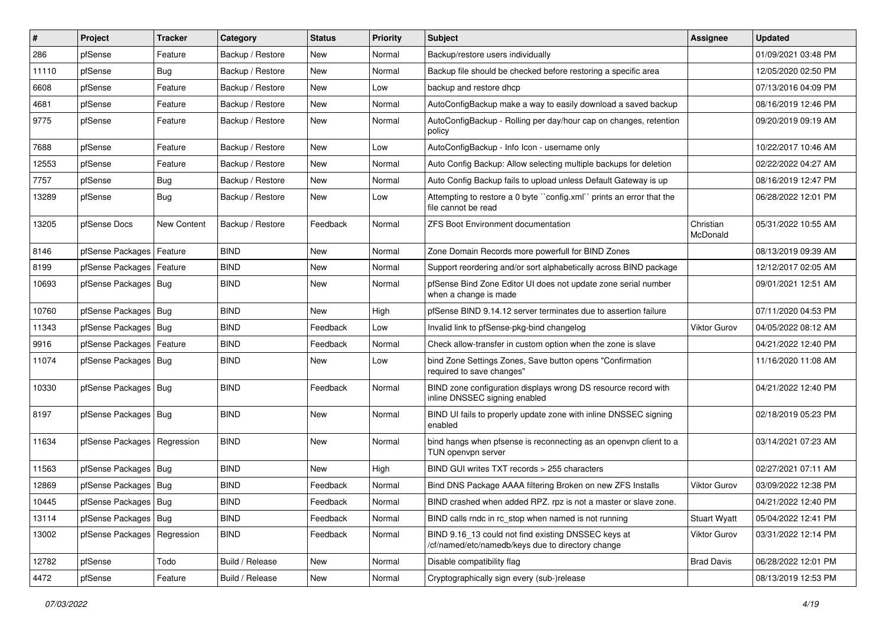| # | Project | Tracker | Category | Status | Priority | Subject | Assignee | Updated |
|---|---|---|---|---|---|---|---|---|
| 286 | pfSense | Feature | Backup / Restore | New | Normal | Backup/restore users individually | | 01/09/2021 03:48 PM |
| 11110 | pfSense | Bug | Backup / Restore | New | Normal | Backup file should be checked before restoring a specific area | | 12/05/2020 02:50 PM |
| 6608 | pfSense | Feature | Backup / Restore | New | Low | backup and restore dhcp | | 07/13/2016 04:09 PM |
| 4681 | pfSense | Feature | Backup / Restore | New | Normal | AutoConfigBackup make a way to easily download a saved backup | | 08/16/2019 12:46 PM |
| 9775 | pfSense | Feature | Backup / Restore | New | Normal | AutoConfigBackup - Rolling per day/hour cap on changes, retention policy | | 09/20/2019 09:19 AM |
| 7688 | pfSense | Feature | Backup / Restore | New | Low | AutoConfigBackup - Info Icon - username only | | 10/22/2017 10:46 AM |
| 12553 | pfSense | Feature | Backup / Restore | New | Normal | Auto Config Backup: Allow selecting multiple backups for deletion | | 02/22/2022 04:27 AM |
| 7757 | pfSense | Bug | Backup / Restore | New | Normal | Auto Config Backup fails to upload unless Default Gateway is up | | 08/16/2019 12:47 PM |
| 13289 | pfSense | Bug | Backup / Restore | New | Low | Attempting to restore a 0 byte ``config.xml`` prints an error that the file cannot be read | | 06/28/2022 12:01 PM |
| 13205 | pfSense Docs | New Content | Backup / Restore | Feedback | Normal | ZFS Boot Environment documentation | Christian McDonald | 05/31/2022 10:55 AM |
| 8146 | pfSense Packages | Feature | BIND | New | Normal | Zone Domain Records more powerfull for BIND Zones | | 08/13/2019 09:39 AM |
| 8199 | pfSense Packages | Feature | BIND | New | Normal | Support reordering and/or sort alphabetically across BIND package | | 12/12/2017 02:05 AM |
| 10693 | pfSense Packages | Bug | BIND | New | Normal | pfSense Bind Zone Editor UI does not update zone serial number when a change is made | | 09/01/2021 12:51 AM |
| 10760 | pfSense Packages | Bug | BIND | New | High | pfSense BIND 9.14.12 server terminates due to assertion failure | | 07/11/2020 04:53 PM |
| 11343 | pfSense Packages | Bug | BIND | Feedback | Low | Invalid link to pfSense-pkg-bind changelog | Viktor Gurov | 04/05/2022 08:12 AM |
| 9916 | pfSense Packages | Feature | BIND | Feedback | Normal | Check allow-transfer in custom option when the zone is slave | | 04/21/2022 12:40 PM |
| 11074 | pfSense Packages | Bug | BIND | New | Low | bind Zone Settings Zones, Save button opens "Confirmation required to save changes" | | 11/16/2020 11:08 AM |
| 10330 | pfSense Packages | Bug | BIND | Feedback | Normal | BIND zone configuration displays wrong DS resource record with inline DNSSEC signing enabled | | 04/21/2022 12:40 PM |
| 8197 | pfSense Packages | Bug | BIND | New | Normal | BIND UI fails to properly update zone with inline DNSSEC signing enabled | | 02/18/2019 05:23 PM |
| 11634 | pfSense Packages | Regression | BIND | New | Normal | bind hangs when pfsense is reconnecting as an openvpn client to a TUN openvpn server | | 03/14/2021 07:23 AM |
| 11563 | pfSense Packages | Bug | BIND | New | High | BIND GUI writes TXT records > 255 characters | | 02/27/2021 07:11 AM |
| 12869 | pfSense Packages | Bug | BIND | Feedback | Normal | Bind DNS Package AAAA filtering Broken on new ZFS Installs | Viktor Gurov | 03/09/2022 12:38 PM |
| 10445 | pfSense Packages | Bug | BIND | Feedback | Normal | BIND crashed when added RPZ. rpz is not a master or slave zone. | | 04/21/2022 12:40 PM |
| 13114 | pfSense Packages | Bug | BIND | Feedback | Normal | BIND calls rndc in rc_stop when named is not running | Stuart Wyatt | 05/04/2022 12:41 PM |
| 13002 | pfSense Packages | Regression | BIND | Feedback | Normal | BIND 9.16_13 could not find existing DNSSEC keys at /cf/named/etc/namedb/keys due to directory change | Viktor Gurov | 03/31/2022 12:14 PM |
| 12782 | pfSense | Todo | Build / Release | New | Normal | Disable compatibility flag | Brad Davis | 06/28/2022 12:01 PM |
| 4472 | pfSense | Feature | Build / Release | New | Normal | Cryptographically sign every (sub-)release | | 08/13/2019 12:53 PM |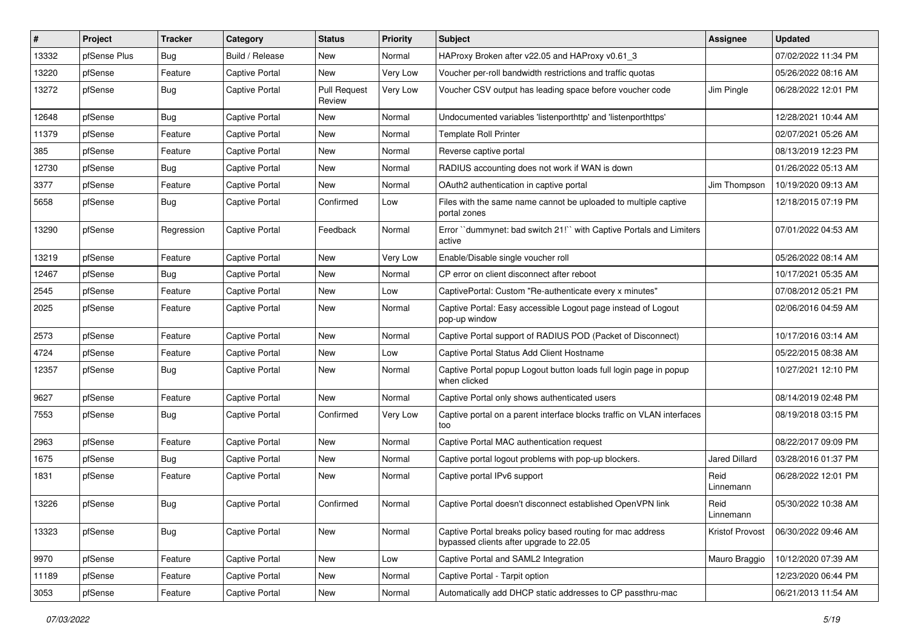| # | Project | Tracker | Category | Status | Priority | Subject | Assignee | Updated |
|---|---|---|---|---|---|---|---|---|
| 13332 | pfSense Plus | Bug | Build / Release | New | Normal | HAProxy Broken after v22.05 and HAProxy v0.61_3 | | 07/02/2022 11:34 PM |
| 13220 | pfSense | Feature | Captive Portal | New | Very Low | Voucher per-roll bandwidth restrictions and traffic quotas | | 05/26/2022 08:16 AM |
| 13272 | pfSense | Bug | Captive Portal | Pull Request Review | Very Low | Voucher CSV output has leading space before voucher code | Jim Pingle | 06/28/2022 12:01 PM |
| 12648 | pfSense | Bug | Captive Portal | New | Normal | Undocumented variables 'listenporthttp' and 'listenporthttps' | | 12/28/2021 10:44 AM |
| 11379 | pfSense | Feature | Captive Portal | New | Normal | Template Roll Printer | | 02/07/2021 05:26 AM |
| 385 | pfSense | Feature | Captive Portal | New | Normal | Reverse captive portal | | 08/13/2019 12:23 PM |
| 12730 | pfSense | Bug | Captive Portal | New | Normal | RADIUS accounting does not work if WAN is down | | 01/26/2022 05:13 AM |
| 3377 | pfSense | Feature | Captive Portal | New | Normal | OAuth2 authentication in captive portal | Jim Thompson | 10/19/2020 09:13 AM |
| 5658 | pfSense | Bug | Captive Portal | Confirmed | Low | Files with the same name cannot be uploaded to multiple captive portal zones | | 12/18/2015 07:19 PM |
| 13290 | pfSense | Regression | Captive Portal | Feedback | Normal | Error ``dummynet: bad switch 21!`` with Captive Portals and Limiters active | | 07/01/2022 04:53 AM |
| 13219 | pfSense | Feature | Captive Portal | New | Very Low | Enable/Disable single voucher roll | | 05/26/2022 08:14 AM |
| 12467 | pfSense | Bug | Captive Portal | New | Normal | CP error on client disconnect after reboot | | 10/17/2021 05:35 AM |
| 2545 | pfSense | Feature | Captive Portal | New | Low | CaptivePortal: Custom "Re-authenticate every x minutes" | | 07/08/2012 05:21 PM |
| 2025 | pfSense | Feature | Captive Portal | New | Normal | Captive Portal: Easy accessible Logout page instead of Logout pop-up window | | 02/06/2016 04:59 AM |
| 2573 | pfSense | Feature | Captive Portal | New | Normal | Captive Portal support of RADIUS POD (Packet of Disconnect) | | 10/17/2016 03:14 AM |
| 4724 | pfSense | Feature | Captive Portal | New | Low | Captive Portal Status Add Client Hostname | | 05/22/2015 08:38 AM |
| 12357 | pfSense | Bug | Captive Portal | New | Normal | Captive Portal popup Logout button loads full login page in popup when clicked | | 10/27/2021 12:10 PM |
| 9627 | pfSense | Feature | Captive Portal | New | Normal | Captive Portal only shows authenticated users | | 08/14/2019 02:48 PM |
| 7553 | pfSense | Bug | Captive Portal | Confirmed | Very Low | Captive portal on a parent interface blocks traffic on VLAN interfaces too | | 08/19/2018 03:15 PM |
| 2963 | pfSense | Feature | Captive Portal | New | Normal | Captive Portal MAC authentication request | | 08/22/2017 09:09 PM |
| 1675 | pfSense | Bug | Captive Portal | New | Normal | Captive portal logout problems with pop-up blockers. | Jared Dillard | 03/28/2016 01:37 PM |
| 1831 | pfSense | Feature | Captive Portal | New | Normal | Captive portal IPv6 support | Reid Linnemann | 06/28/2022 12:01 PM |
| 13226 | pfSense | Bug | Captive Portal | Confirmed | Normal | Captive Portal doesn't disconnect established OpenVPN link | Reid Linnemann | 05/30/2022 10:38 AM |
| 13323 | pfSense | Bug | Captive Portal | New | Normal | Captive Portal breaks policy based routing for mac address bypassed clients after upgrade to 22.05 | Kristof Provost | 06/30/2022 09:46 AM |
| 9970 | pfSense | Feature | Captive Portal | New | Low | Captive Portal and SAML2 Integration | Mauro Braggio | 10/12/2020 07:39 AM |
| 11189 | pfSense | Feature | Captive Portal | New | Normal | Captive Portal - Tarpit option | | 12/23/2020 06:44 PM |
| 3053 | pfSense | Feature | Captive Portal | New | Normal | Automatically add DHCP static addresses to CP passthru-mac | | 06/21/2013 11:54 AM |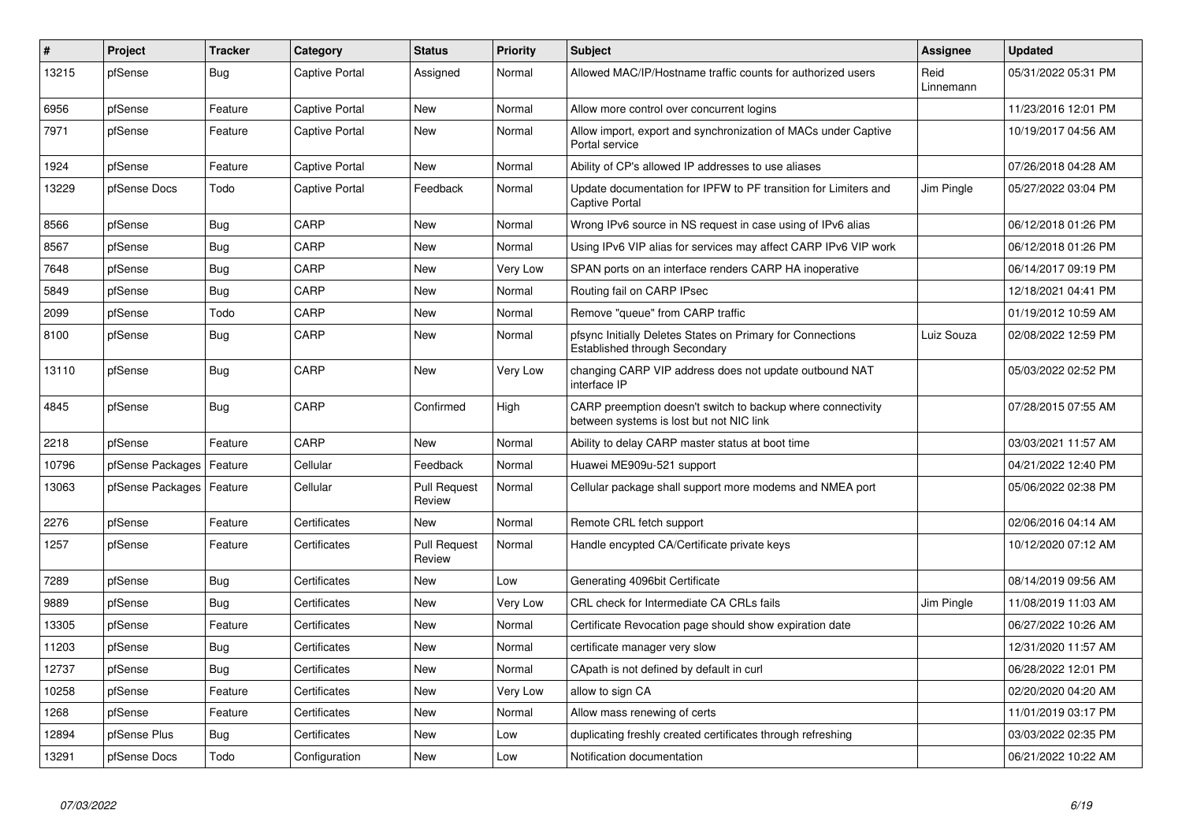| # | Project | Tracker | Category | Status | Priority | Subject | Assignee | Updated |
|---|---|---|---|---|---|---|---|---|
| 13215 | pfSense | Bug | Captive Portal | Assigned | Normal | Allowed MAC/IP/Hostname traffic counts for authorized users | Reid Linnemann | 05/31/2022 05:31 PM |
| 6956 | pfSense | Feature | Captive Portal | New | Normal | Allow more control over concurrent logins | | 11/23/2016 12:01 PM |
| 7971 | pfSense | Feature | Captive Portal | New | Normal | Allow import, export and synchronization of MACs under Captive Portal service | | 10/19/2017 04:56 AM |
| 1924 | pfSense | Feature | Captive Portal | New | Normal | Ability of CP's allowed IP addresses to use aliases | | 07/26/2018 04:28 AM |
| 13229 | pfSense Docs | Todo | Captive Portal | Feedback | Normal | Update documentation for IPFW to PF transition for Limiters and Captive Portal | Jim Pingle | 05/27/2022 03:04 PM |
| 8566 | pfSense | Bug | CARP | New | Normal | Wrong IPv6 source in NS request in case using of IPv6 alias | | 06/12/2018 01:26 PM |
| 8567 | pfSense | Bug | CARP | New | Normal | Using IPv6 VIP alias for services may affect CARP IPv6 VIP work | | 06/12/2018 01:26 PM |
| 7648 | pfSense | Bug | CARP | New | Very Low | SPAN ports on an interface renders CARP HA inoperative | | 06/14/2017 09:19 PM |
| 5849 | pfSense | Bug | CARP | New | Normal | Routing fail on CARP IPsec | | 12/18/2021 04:41 PM |
| 2099 | pfSense | Todo | CARP | New | Normal | Remove "queue" from CARP traffic | | 01/19/2012 10:59 AM |
| 8100 | pfSense | Bug | CARP | New | Normal | pfsync Initially Deletes States on Primary for Connections Established through Secondary | Luiz Souza | 02/08/2022 12:59 PM |
| 13110 | pfSense | Bug | CARP | New | Very Low | changing CARP VIP address does not update outbound NAT interface IP | | 05/03/2022 02:52 PM |
| 4845 | pfSense | Bug | CARP | Confirmed | High | CARP preemption doesn't switch to backup where connectivity between systems is lost but not NIC link | | 07/28/2015 07:55 AM |
| 2218 | pfSense | Feature | CARP | New | Normal | Ability to delay CARP master status at boot time | | 03/03/2021 11:57 AM |
| 10796 | pfSense Packages | Feature | Cellular | Feedback | Normal | Huawei ME909u-521 support | | 04/21/2022 12:40 PM |
| 13063 | pfSense Packages | Feature | Cellular | Pull Request Review | Normal | Cellular package shall support more modems and NMEA port | | 05/06/2022 02:38 PM |
| 2276 | pfSense | Feature | Certificates | New | Normal | Remote CRL fetch support | | 02/06/2016 04:14 AM |
| 1257 | pfSense | Feature | Certificates | Pull Request Review | Normal | Handle encypted CA/Certificate private keys | | 10/12/2020 07:12 AM |
| 7289 | pfSense | Bug | Certificates | New | Low | Generating 4096bit Certificate | | 08/14/2019 09:56 AM |
| 9889 | pfSense | Bug | Certificates | New | Very Low | CRL check for Intermediate CA CRLs fails | Jim Pingle | 11/08/2019 11:03 AM |
| 13305 | pfSense | Feature | Certificates | New | Normal | Certificate Revocation page should show expiration date | | 06/27/2022 10:26 AM |
| 11203 | pfSense | Bug | Certificates | New | Normal | certificate manager very slow | | 12/31/2020 11:57 AM |
| 12737 | pfSense | Bug | Certificates | New | Normal | CApath is not defined by default in curl | | 06/28/2022 12:01 PM |
| 10258 | pfSense | Feature | Certificates | New | Very Low | allow to sign CA | | 02/20/2020 04:20 AM |
| 1268 | pfSense | Feature | Certificates | New | Normal | Allow mass renewing of certs | | 11/01/2019 03:17 PM |
| 12894 | pfSense Plus | Bug | Certificates | New | Low | duplicating freshly created certificates through refreshing | | 03/03/2022 02:35 PM |
| 13291 | pfSense Docs | Todo | Configuration | New | Low | Notification documentation | | 06/21/2022 10:22 AM |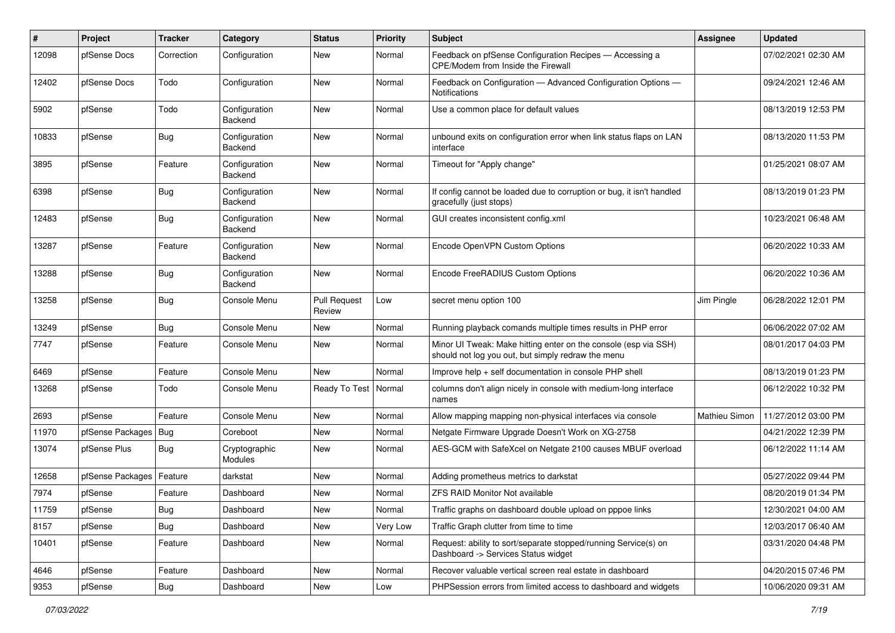| # | Project | Tracker | Category | Status | Priority | Subject | Assignee | Updated |
|---|---|---|---|---|---|---|---|---|
| 12098 | pfSense Docs | Correction | Configuration | New | Normal | Feedback on pfSense Configuration Recipes — Accessing a CPE/Modem from Inside the Firewall | | 07/02/2021 02:30 AM |
| 12402 | pfSense Docs | Todo | Configuration | New | Normal | Feedback on Configuration — Advanced Configuration Options — Notifications | | 09/24/2021 12:46 AM |
| 5902 | pfSense | Todo | Configuration Backend | New | Normal | Use a common place for default values | | 08/13/2019 12:53 PM |
| 10833 | pfSense | Bug | Configuration Backend | New | Normal | unbound exits on configuration error when link status flaps on LAN interface | | 08/13/2020 11:53 PM |
| 3895 | pfSense | Feature | Configuration Backend | New | Normal | Timeout for "Apply change" | | 01/25/2021 08:07 AM |
| 6398 | pfSense | Bug | Configuration Backend | New | Normal | If config cannot be loaded due to corruption or bug, it isn't handled gracefully (just stops) | | 08/13/2019 01:23 PM |
| 12483 | pfSense | Bug | Configuration Backend | New | Normal | GUI creates inconsistent config.xml | | 10/23/2021 06:48 AM |
| 13287 | pfSense | Feature | Configuration Backend | New | Normal | Encode OpenVPN Custom Options | | 06/20/2022 10:33 AM |
| 13288 | pfSense | Bug | Configuration Backend | New | Normal | Encode FreeRADIUS Custom Options | | 06/20/2022 10:36 AM |
| 13258 | pfSense | Bug | Console Menu | Pull Request Review | Low | secret menu option 100 | Jim Pingle | 06/28/2022 12:01 PM |
| 13249 | pfSense | Bug | Console Menu | New | Normal | Running playback comands multiple times results in PHP error | | 06/06/2022 07:02 AM |
| 7747 | pfSense | Feature | Console Menu | New | Normal | Minor UI Tweak: Make hitting enter on the console (esp via SSH) should not log you out, but simply redraw the menu | | 08/01/2017 04:03 PM |
| 6469 | pfSense | Feature | Console Menu | New | Normal | Improve help + self documentation in console PHP shell | | 08/13/2019 01:23 PM |
| 13268 | pfSense | Todo | Console Menu | Ready To Test | Normal | columns don't align nicely in console with medium-long interface names | | 06/12/2022 10:32 PM |
| 2693 | pfSense | Feature | Console Menu | New | Normal | Allow mapping mapping non-physical interfaces via console | Mathieu Simon | 11/27/2012 03:00 PM |
| 11970 | pfSense Packages | Bug | Coreboot | New | Normal | Netgate Firmware Upgrade Doesn't Work on XG-2758 | | 04/21/2022 12:39 PM |
| 13074 | pfSense Plus | Bug | Cryptographic Modules | New | Normal | AES-GCM with SafeXcel on Netgate 2100 causes MBUF overload | | 06/12/2022 11:14 AM |
| 12658 | pfSense Packages | Feature | darkstat | New | Normal | Adding prometheus metrics to darkstat | | 05/27/2022 09:44 PM |
| 7974 | pfSense | Feature | Dashboard | New | Normal | ZFS RAID Monitor Not available | | 08/20/2019 01:34 PM |
| 11759 | pfSense | Bug | Dashboard | New | Normal | Traffic graphs on dashboard double upload on pppoe links | | 12/30/2021 04:00 AM |
| 8157 | pfSense | Bug | Dashboard | New | Very Low | Traffic Graph clutter from time to time | | 12/03/2017 06:40 AM |
| 10401 | pfSense | Feature | Dashboard | New | Normal | Request: ability to sort/separate stopped/running Service(s) on Dashboard -> Services Status widget | | 03/31/2020 04:48 PM |
| 4646 | pfSense | Feature | Dashboard | New | Normal | Recover valuable vertical screen real estate in dashboard | | 04/20/2015 07:46 PM |
| 9353 | pfSense | Bug | Dashboard | New | Low | PHPSession errors from limited access to dashboard and widgets | | 10/06/2020 09:31 AM |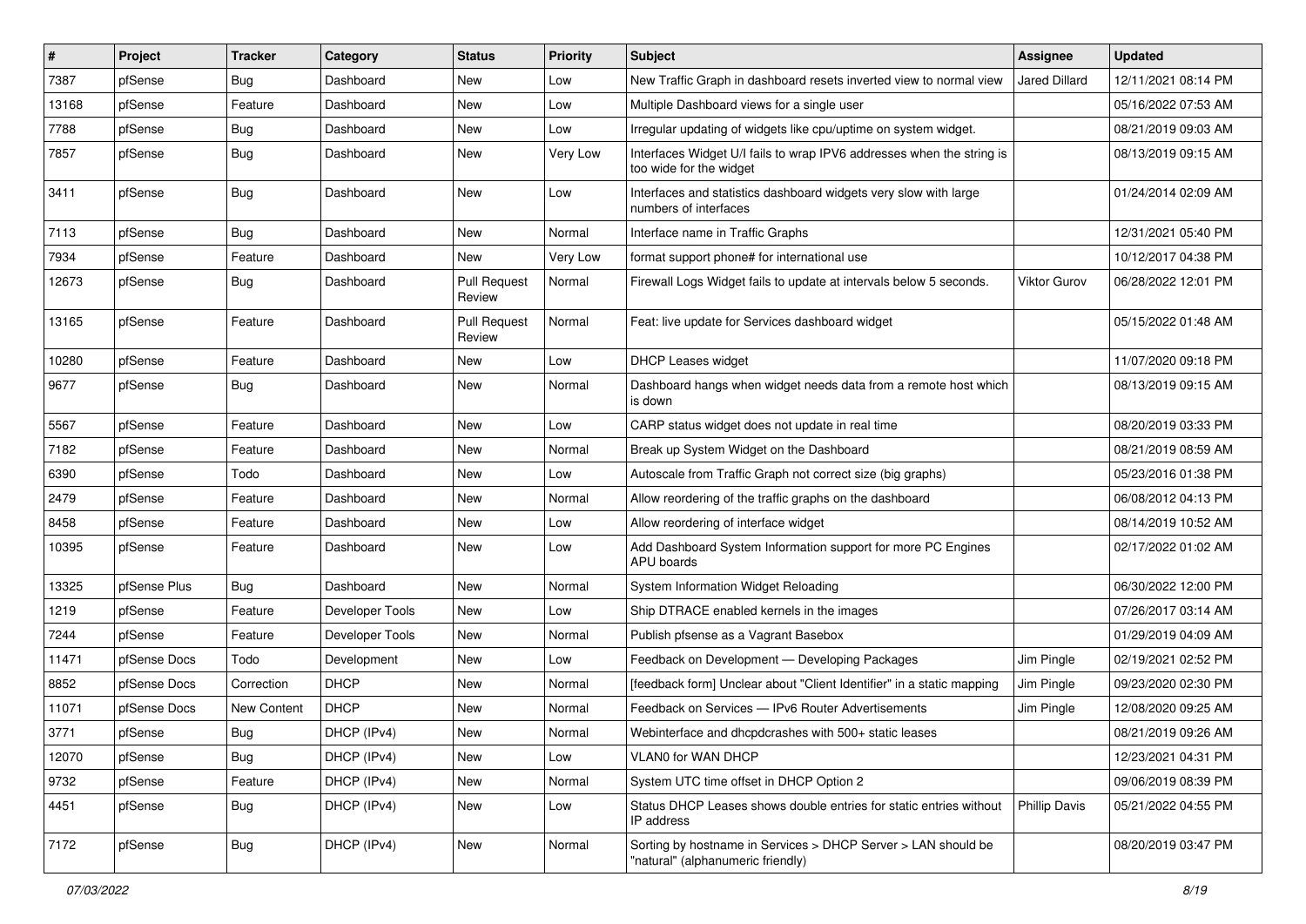| # | Project | Tracker | Category | Status | Priority | Subject | Assignee | Updated |
|---|---|---|---|---|---|---|---|---|
| 7387 | pfSense | Bug | Dashboard | New | Low | New Traffic Graph in dashboard resets inverted view to normal view | Jared Dillard | 12/11/2021 08:14 PM |
| 13168 | pfSense | Feature | Dashboard | New | Low | Multiple Dashboard views for a single user | | 05/16/2022 07:53 AM |
| 7788 | pfSense | Bug | Dashboard | New | Low | Irregular updating of widgets like cpu/uptime on system widget. | | 08/21/2019 09:03 AM |
| 7857 | pfSense | Bug | Dashboard | New | Very Low | Interfaces Widget U/I fails to wrap IPV6 addresses when the string is too wide for the widget | | 08/13/2019 09:15 AM |
| 3411 | pfSense | Bug | Dashboard | New | Low | Interfaces and statistics dashboard widgets very slow with large numbers of interfaces | | 01/24/2014 02:09 AM |
| 7113 | pfSense | Bug | Dashboard | New | Normal | Interface name in Traffic Graphs | | 12/31/2021 05:40 PM |
| 7934 | pfSense | Feature | Dashboard | New | Very Low | format support phone# for international use | | 10/12/2017 04:38 PM |
| 12673 | pfSense | Bug | Dashboard | Pull Request Review | Normal | Firewall Logs Widget fails to update at intervals below 5 seconds. | Viktor Gurov | 06/28/2022 12:01 PM |
| 13165 | pfSense | Feature | Dashboard | Pull Request Review | Normal | Feat: live update for Services dashboard widget | | 05/15/2022 01:48 AM |
| 10280 | pfSense | Feature | Dashboard | New | Low | DHCP Leases widget | | 11/07/2020 09:18 PM |
| 9677 | pfSense | Bug | Dashboard | New | Normal | Dashboard hangs when widget needs data from a remote host which is down | | 08/13/2019 09:15 AM |
| 5567 | pfSense | Feature | Dashboard | New | Low | CARP status widget does not update in real time | | 08/20/2019 03:33 PM |
| 7182 | pfSense | Feature | Dashboard | New | Normal | Break up System Widget on the Dashboard | | 08/21/2019 08:59 AM |
| 6390 | pfSense | Todo | Dashboard | New | Low | Autoscale from Traffic Graph not correct size (big graphs) | | 05/23/2016 01:38 PM |
| 2479 | pfSense | Feature | Dashboard | New | Normal | Allow reordering of the traffic graphs on the dashboard | | 06/08/2012 04:13 PM |
| 8458 | pfSense | Feature | Dashboard | New | Low | Allow reordering of interface widget | | 08/14/2019 10:52 AM |
| 10395 | pfSense | Feature | Dashboard | New | Low | Add Dashboard System Information support for more PC Engines APU boards | | 02/17/2022 01:02 AM |
| 13325 | pfSense Plus | Bug | Dashboard | New | Normal | System Information Widget Reloading | | 06/30/2022 12:00 PM |
| 1219 | pfSense | Feature | Developer Tools | New | Low | Ship DTRACE enabled kernels in the images | | 07/26/2017 03:14 AM |
| 7244 | pfSense | Feature | Developer Tools | New | Normal | Publish pfsense as a Vagrant Basebox | | 01/29/2019 04:09 AM |
| 11471 | pfSense Docs | Todo | Development | New | Low | Feedback on Development — Developing Packages | Jim Pingle | 02/19/2021 02:52 PM |
| 8852 | pfSense Docs | Correction | DHCP | New | Normal | [feedback form] Unclear about "Client Identifier" in a static mapping | Jim Pingle | 09/23/2020 02:30 PM |
| 11071 | pfSense Docs | New Content | DHCP | New | Normal | Feedback on Services — IPv6 Router Advertisements | Jim Pingle | 12/08/2020 09:25 AM |
| 3771 | pfSense | Bug | DHCP (IPv4) | New | Normal | Webinterface and dhcpdcrashes with 500+ static leases | | 08/21/2019 09:26 AM |
| 12070 | pfSense | Bug | DHCP (IPv4) | New | Low | VLAN0 for WAN DHCP | | 12/23/2021 04:31 PM |
| 9732 | pfSense | Feature | DHCP (IPv4) | New | Normal | System UTC time offset in DHCP Option 2 | | 09/06/2019 08:39 PM |
| 4451 | pfSense | Bug | DHCP (IPv4) | New | Low | Status DHCP Leases shows double entries for static entries without IP address | Phillip Davis | 05/21/2022 04:55 PM |
| 7172 | pfSense | Bug | DHCP (IPv4) | New | Normal | Sorting by hostname in Services > DHCP Server > LAN should be "natural" (alphanumeric friendly) | | 08/20/2019 03:47 PM |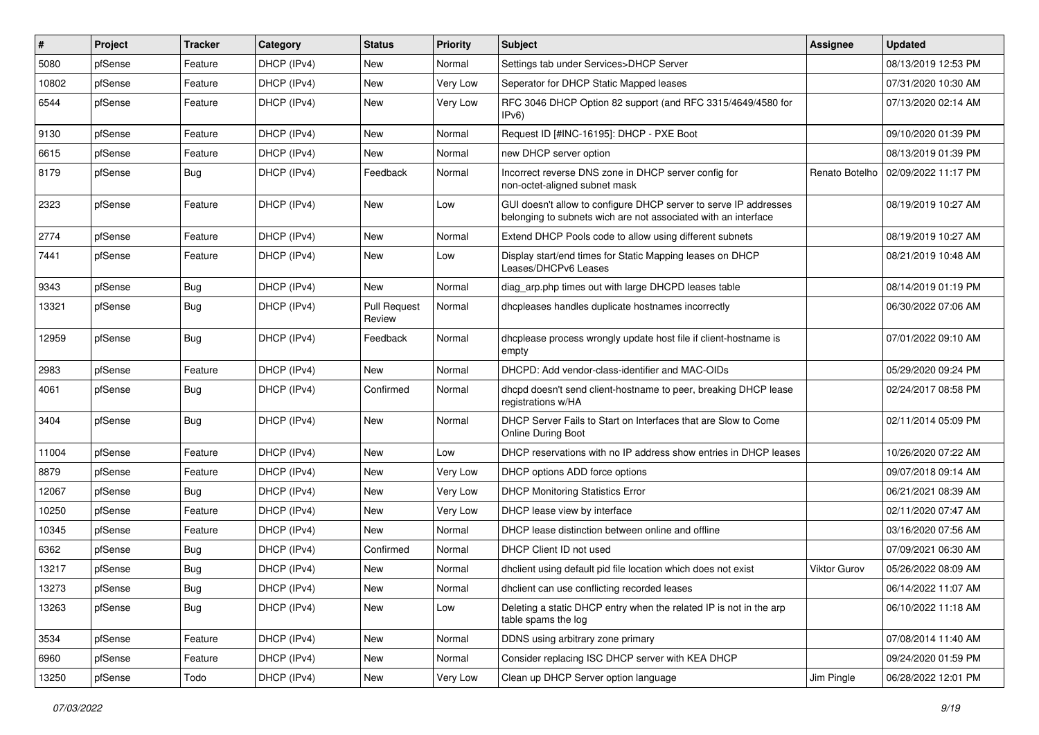| # | Project | Tracker | Category | Status | Priority | Subject | Assignee | Updated |
|---|---|---|---|---|---|---|---|---|
| 5080 | pfSense | Feature | DHCP (IPv4) | New | Normal | Settings tab under Services>DHCP Server | | 08/13/2019 12:53 PM |
| 10802 | pfSense | Feature | DHCP (IPv4) | New | Very Low | Seperator for DHCP Static Mapped leases | | 07/31/2020 10:30 AM |
| 6544 | pfSense | Feature | DHCP (IPv4) | New | Very Low | RFC 3046 DHCP Option 82 support (and RFC 3315/4649/4580 for IPv6) | | 07/13/2020 02:14 AM |
| 9130 | pfSense | Feature | DHCP (IPv4) | New | Normal | Request ID [#INC-16195]: DHCP - PXE Boot | | 09/10/2020 01:39 PM |
| 6615 | pfSense | Feature | DHCP (IPv4) | New | Normal | new DHCP server option | | 08/13/2019 01:39 PM |
| 8179 | pfSense | Bug | DHCP (IPv4) | Feedback | Normal | Incorrect reverse DNS zone in DHCP server config for non-octet-aligned subnet mask | Renato Botelho | 02/09/2022 11:17 PM |
| 2323 | pfSense | Feature | DHCP (IPv4) | New | Low | GUI doesn't allow to configure DHCP server to serve IP addresses belonging to subnets wich are not associated with an interface | | 08/19/2019 10:27 AM |
| 2774 | pfSense | Feature | DHCP (IPv4) | New | Normal | Extend DHCP Pools code to allow using different subnets | | 08/19/2019 10:27 AM |
| 7441 | pfSense | Feature | DHCP (IPv4) | New | Low | Display start/end times for Static Mapping leases on DHCP Leases/DHCPv6 Leases | | 08/21/2019 10:48 AM |
| 9343 | pfSense | Bug | DHCP (IPv4) | New | Normal | diag_arp.php times out with large DHCPD leases table | | 08/14/2019 01:19 PM |
| 13321 | pfSense | Bug | DHCP (IPv4) | Pull Request Review | Normal | dhcpleases handles duplicate hostnames incorrectly | | 06/30/2022 07:06 AM |
| 12959 | pfSense | Bug | DHCP (IPv4) | Feedback | Normal | dhcplease process wrongly update host file if client-hostname is empty | | 07/01/2022 09:10 AM |
| 2983 | pfSense | Feature | DHCP (IPv4) | New | Normal | DHCPD: Add vendor-class-identifier and MAC-OIDs | | 05/29/2020 09:24 PM |
| 4061 | pfSense | Bug | DHCP (IPv4) | Confirmed | Normal | dhcpd doesn't send client-hostname to peer, breaking DHCP lease registrations w/HA | | 02/24/2017 08:58 PM |
| 3404 | pfSense | Bug | DHCP (IPv4) | New | Normal | DHCP Server Fails to Start on Interfaces that are Slow to Come Online During Boot | | 02/11/2014 05:09 PM |
| 11004 | pfSense | Feature | DHCP (IPv4) | New | Low | DHCP reservations with no IP address show entries in DHCP leases | | 10/26/2020 07:22 AM |
| 8879 | pfSense | Feature | DHCP (IPv4) | New | Very Low | DHCP options ADD force options | | 09/07/2018 09:14 AM |
| 12067 | pfSense | Bug | DHCP (IPv4) | New | Very Low | DHCP Monitoring Statistics Error | | 06/21/2021 08:39 AM |
| 10250 | pfSense | Feature | DHCP (IPv4) | New | Very Low | DHCP lease view by interface | | 02/11/2020 07:47 AM |
| 10345 | pfSense | Feature | DHCP (IPv4) | New | Normal | DHCP lease distinction between online and offline | | 03/16/2020 07:56 AM |
| 6362 | pfSense | Bug | DHCP (IPv4) | Confirmed | Normal | DHCP Client ID not used | | 07/09/2021 06:30 AM |
| 13217 | pfSense | Bug | DHCP (IPv4) | New | Normal | dhclient using default pid file location which does not exist | Viktor Gurov | 05/26/2022 08:09 AM |
| 13273 | pfSense | Bug | DHCP (IPv4) | New | Normal | dhclient can use conflicting recorded leases | | 06/14/2022 11:07 AM |
| 13263 | pfSense | Bug | DHCP (IPv4) | New | Low | Deleting a static DHCP entry when the related IP is not in the arp table spams the log | | 06/10/2022 11:18 AM |
| 3534 | pfSense | Feature | DHCP (IPv4) | New | Normal | DDNS using arbitrary zone primary | | 07/08/2014 11:40 AM |
| 6960 | pfSense | Feature | DHCP (IPv4) | New | Normal | Consider replacing ISC DHCP server with KEA DHCP | | 09/24/2020 01:59 PM |
| 13250 | pfSense | Todo | DHCP (IPv4) | New | Very Low | Clean up DHCP Server option language | Jim Pingle | 06/28/2022 12:01 PM |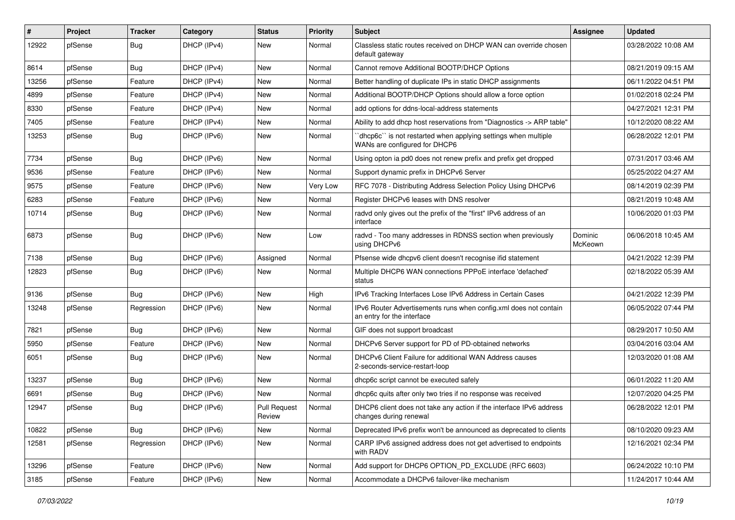| # | Project | Tracker | Category | Status | Priority | Subject | Assignee | Updated |
| --- | --- | --- | --- | --- | --- | --- | --- | --- |
| 12922 | pfSense | Bug | DHCP (IPv4) | New | Normal | Classless static routes received on DHCP WAN can override chosen default gateway | | 03/28/2022 10:08 AM |
| 8614 | pfSense | Bug | DHCP (IPv4) | New | Normal | Cannot remove Additional BOOTP/DHCP Options | | 08/21/2019 09:15 AM |
| 13256 | pfSense | Feature | DHCP (IPv4) | New | Normal | Better handling of duplicate IPs in static DHCP assignments | | 06/11/2022 04:51 PM |
| 4899 | pfSense | Feature | DHCP (IPv4) | New | Normal | Additional BOOTP/DHCP Options should allow a force option | | 01/02/2018 02:24 PM |
| 8330 | pfSense | Feature | DHCP (IPv4) | New | Normal | add options for ddns-local-address statements | | 04/27/2021 12:31 PM |
| 7405 | pfSense | Feature | DHCP (IPv4) | New | Normal | Ability to add dhcp host reservations from "Diagnostics -> ARP table" | | 10/12/2020 08:22 AM |
| 13253 | pfSense | Bug | DHCP (IPv6) | New | Normal | ``dhcp6c`` is not restarted when applying settings when multiple WANs are configured for DHCP6 | | 06/28/2022 12:01 PM |
| 7734 | pfSense | Bug | DHCP (IPv6) | New | Normal | Using opton ia pd0 does not renew prefix and prefix get dropped | | 07/31/2017 03:46 AM |
| 9536 | pfSense | Feature | DHCP (IPv6) | New | Normal | Support dynamic prefix in DHCPv6 Server | | 05/25/2022 04:27 AM |
| 9575 | pfSense | Feature | DHCP (IPv6) | New | Very Low | RFC 7078 - Distributing Address Selection Policy Using DHCPv6 | | 08/14/2019 02:39 PM |
| 6283 | pfSense | Feature | DHCP (IPv6) | New | Normal | Register DHCPv6 leases with DNS resolver | | 08/21/2019 10:48 AM |
| 10714 | pfSense | Bug | DHCP (IPv6) | New | Normal | radvd only gives out the prefix of the "first" IPv6 address of an interface | | 10/06/2020 01:03 PM |
| 6873 | pfSense | Bug | DHCP (IPv6) | New | Low | radvd - Too many addresses in RDNSS section when previously using DHCPv6 | Dominic McKeown | 06/06/2018 10:45 AM |
| 7138 | pfSense | Bug | DHCP (IPv6) | Assigned | Normal | Pfsense wide dhcpv6 client doesn't recognise ifid statement | | 04/21/2022 12:39 PM |
| 12823 | pfSense | Bug | DHCP (IPv6) | New | Normal | Multiple DHCP6 WAN connections PPPoE interface 'defached' status | | 02/18/2022 05:39 AM |
| 9136 | pfSense | Bug | DHCP (IPv6) | New | High | IPv6 Tracking Interfaces Lose IPv6 Address in Certain Cases | | 04/21/2022 12:39 PM |
| 13248 | pfSense | Regression | DHCP (IPv6) | New | Normal | IPv6 Router Advertisements runs when config.xml does not contain an entry for the interface | | 06/05/2022 07:44 PM |
| 7821 | pfSense | Bug | DHCP (IPv6) | New | Normal | GIF does not support broadcast | | 08/29/2017 10:50 AM |
| 5950 | pfSense | Feature | DHCP (IPv6) | New | Normal | DHCPv6 Server support for PD of PD-obtained networks | | 03/04/2016 03:04 AM |
| 6051 | pfSense | Bug | DHCP (IPv6) | New | Normal | DHCPv6 Client Failure for additional WAN Address causes 2-seconds-service-restart-loop | | 12/03/2020 01:08 AM |
| 13237 | pfSense | Bug | DHCP (IPv6) | New | Normal | dhcp6c script cannot be executed safely | | 06/01/2022 11:20 AM |
| 6691 | pfSense | Bug | DHCP (IPv6) | New | Normal | dhcp6c quits after only two tries if no response was received | | 12/07/2020 04:25 PM |
| 12947 | pfSense | Bug | DHCP (IPv6) | Pull Request Review | Normal | DHCP6 client does not take any action if the interface IPv6 address changes during renewal | | 06/28/2022 12:01 PM |
| 10822 | pfSense | Bug | DHCP (IPv6) | New | Normal | Deprecated IPv6 prefix won't be announced as deprecated to clients | | 08/10/2020 09:23 AM |
| 12581 | pfSense | Regression | DHCP (IPv6) | New | Normal | CARP IPv6 assigned address does not get advertised to endpoints with RADV | | 12/16/2021 02:34 PM |
| 13296 | pfSense | Feature | DHCP (IPv6) | New | Normal | Add support for DHCP6 OPTION_PD_EXCLUDE (RFC 6603) | | 06/24/2022 10:10 PM |
| 3185 | pfSense | Feature | DHCP (IPv6) | New | Normal | Accommodate a DHCPv6 failover-like mechanism | | 11/24/2017 10:44 AM |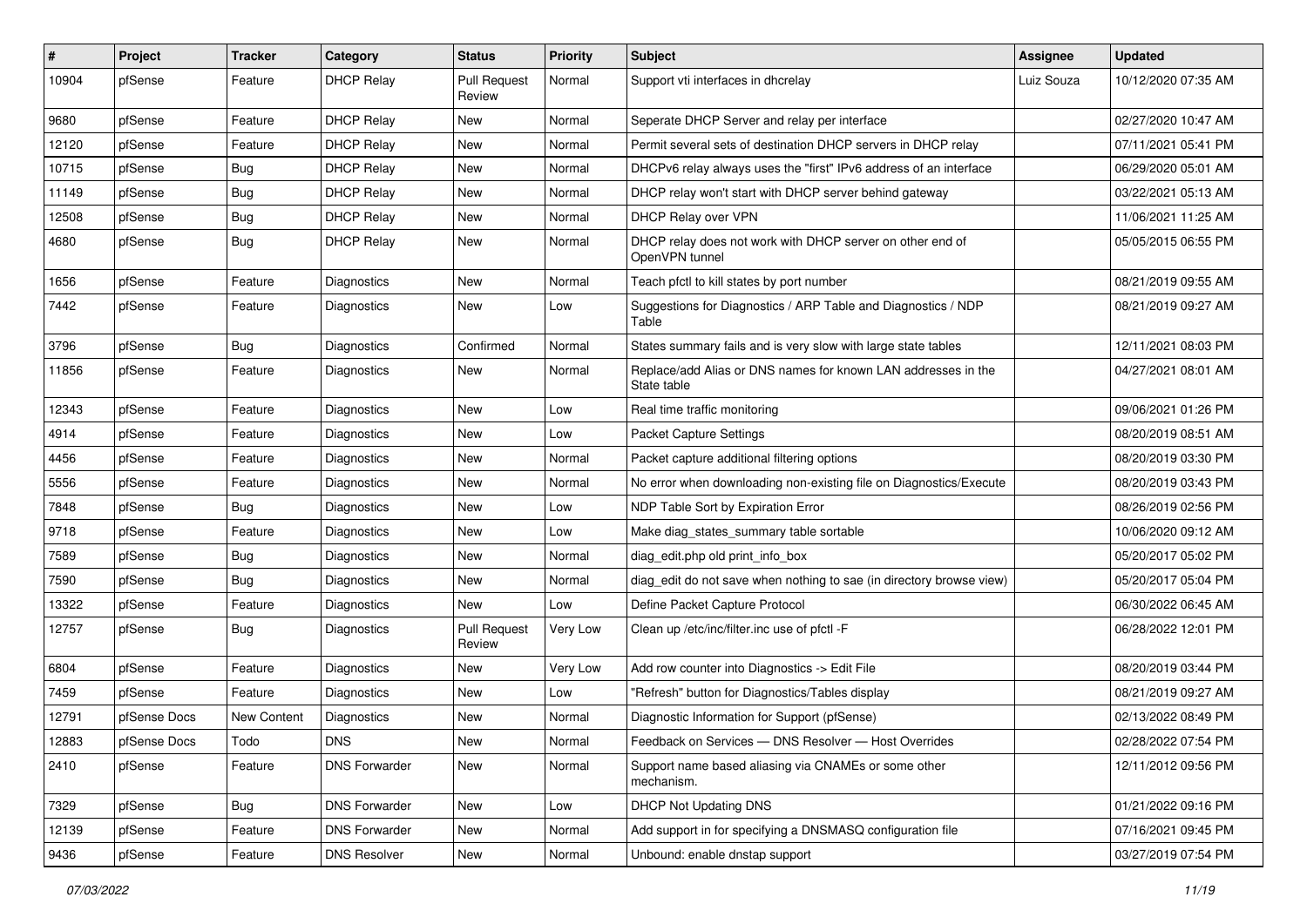| # | Project | Tracker | Category | Status | Priority | Subject | Assignee | Updated |
|---|---|---|---|---|---|---|---|---|
| 10904 | pfSense | Feature | DHCP Relay | Pull Request Review | Normal | Support vti interfaces in dhcrelay | Luiz Souza | 10/12/2020 07:35 AM |
| 9680 | pfSense | Feature | DHCP Relay | New | Normal | Seperate DHCP Server and relay per interface | | 02/27/2020 10:47 AM |
| 12120 | pfSense | Feature | DHCP Relay | New | Normal | Permit several sets of destination DHCP servers in DHCP relay | | 07/11/2021 05:41 PM |
| 10715 | pfSense | Bug | DHCP Relay | New | Normal | DHCPv6 relay always uses the "first" IPv6 address of an interface | | 06/29/2020 05:01 AM |
| 11149 | pfSense | Bug | DHCP Relay | New | Normal | DHCP relay won't start with DHCP server behind gateway | | 03/22/2021 05:13 AM |
| 12508 | pfSense | Bug | DHCP Relay | New | Normal | DHCP Relay over VPN | | 11/06/2021 11:25 AM |
| 4680 | pfSense | Bug | DHCP Relay | New | Normal | DHCP relay does not work with DHCP server on other end of OpenVPN tunnel | | 05/05/2015 06:55 PM |
| 1656 | pfSense | Feature | Diagnostics | New | Normal | Teach pfctl to kill states by port number | | 08/21/2019 09:55 AM |
| 7442 | pfSense | Feature | Diagnostics | New | Low | Suggestions for Diagnostics / ARP Table and Diagnostics / NDP Table | | 08/21/2019 09:27 AM |
| 3796 | pfSense | Bug | Diagnostics | Confirmed | Normal | States summary fails and is very slow with large state tables | | 12/11/2021 08:03 PM |
| 11856 | pfSense | Feature | Diagnostics | New | Normal | Replace/add Alias or DNS names for known LAN addresses in the State table | | 04/27/2021 08:01 AM |
| 12343 | pfSense | Feature | Diagnostics | New | Low | Real time traffic monitoring | | 09/06/2021 01:26 PM |
| 4914 | pfSense | Feature | Diagnostics | New | Low | Packet Capture Settings | | 08/20/2019 08:51 AM |
| 4456 | pfSense | Feature | Diagnostics | New | Normal | Packet capture additional filtering options | | 08/20/2019 03:30 PM |
| 5556 | pfSense | Feature | Diagnostics | New | Normal | No error when downloading non-existing file on Diagnostics/Execute | | 08/20/2019 03:43 PM |
| 7848 | pfSense | Bug | Diagnostics | New | Low | NDP Table Sort by Expiration Error | | 08/26/2019 02:56 PM |
| 9718 | pfSense | Feature | Diagnostics | New | Low | Make diag_states_summary table sortable | | 10/06/2020 09:12 AM |
| 7589 | pfSense | Bug | Diagnostics | New | Normal | diag_edit.php old print_info_box | | 05/20/2017 05:02 PM |
| 7590 | pfSense | Bug | Diagnostics | New | Normal | diag_edit do not save when nothing to sae (in directory browse view) | | 05/20/2017 05:04 PM |
| 13322 | pfSense | Feature | Diagnostics | New | Low | Define Packet Capture Protocol | | 06/30/2022 06:45 AM |
| 12757 | pfSense | Bug | Diagnostics | Pull Request Review | Very Low | Clean up /etc/inc/filter.inc use of pfctl -F | | 06/28/2022 12:01 PM |
| 6804 | pfSense | Feature | Diagnostics | New | Very Low | Add row counter into Diagnostics -> Edit File | | 08/20/2019 03:44 PM |
| 7459 | pfSense | Feature | Diagnostics | New | Low | "Refresh" button for Diagnostics/Tables display | | 08/21/2019 09:27 AM |
| 12791 | pfSense Docs | New Content | Diagnostics | New | Normal | Diagnostic Information for Support (pfSense) | | 02/13/2022 08:49 PM |
| 12883 | pfSense Docs | Todo | DNS | New | Normal | Feedback on Services — DNS Resolver — Host Overrides | | 02/28/2022 07:54 PM |
| 2410 | pfSense | Feature | DNS Forwarder | New | Normal | Support name based aliasing via CNAMEs or some other mechanism. | | 12/11/2012 09:56 PM |
| 7329 | pfSense | Bug | DNS Forwarder | New | Low | DHCP Not Updating DNS | | 01/21/2022 09:16 PM |
| 12139 | pfSense | Feature | DNS Forwarder | New | Normal | Add support in for specifying a DNSMASQ configuration file | | 07/16/2021 09:45 PM |
| 9436 | pfSense | Feature | DNS Resolver | New | Normal | Unbound: enable dnstap support | | 03/27/2019 07:54 PM |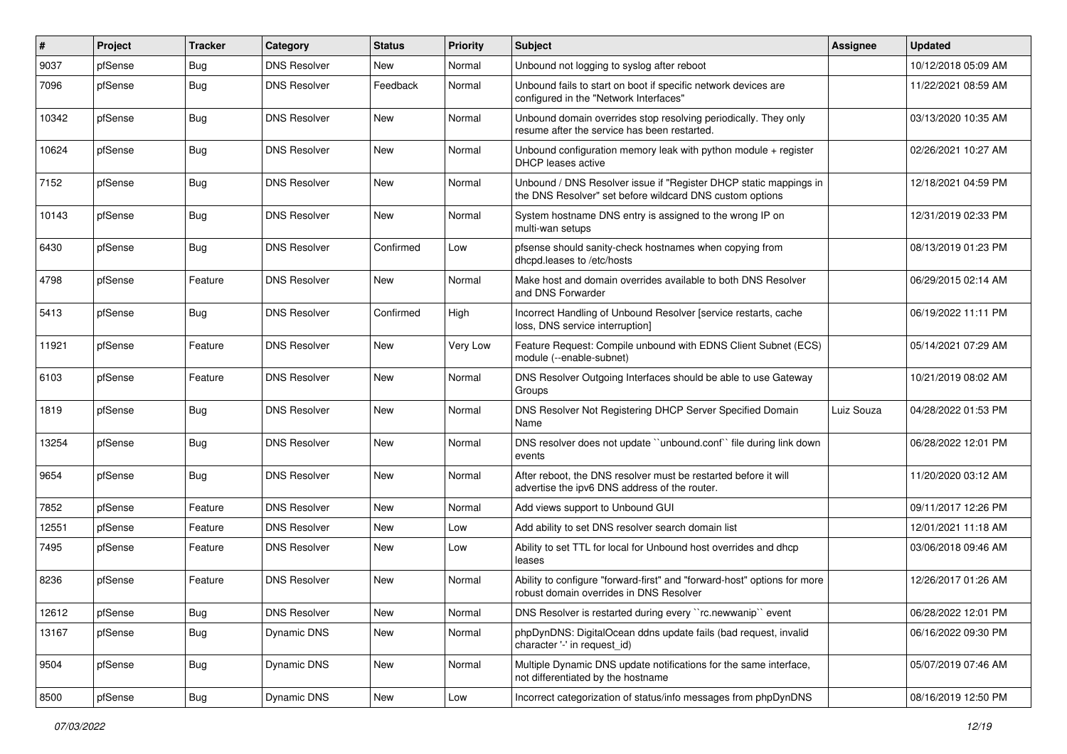| # | Project | Tracker | Category | Status | Priority | Subject | Assignee | Updated |
|---|---|---|---|---|---|---|---|---|
| 9037 | pfSense | Bug | DNS Resolver | New | Normal | Unbound not logging to syslog after reboot | | 10/12/2018 05:09 AM |
| 7096 | pfSense | Bug | DNS Resolver | Feedback | Normal | Unbound fails to start on boot if specific network devices are configured in the "Network Interfaces" | | 11/22/2021 08:59 AM |
| 10342 | pfSense | Bug | DNS Resolver | New | Normal | Unbound domain overrides stop resolving periodically. They only resume after the service has been restarted. | | 03/13/2020 10:35 AM |
| 10624 | pfSense | Bug | DNS Resolver | New | Normal | Unbound configuration memory leak with python module + register DHCP leases active | | 02/26/2021 10:27 AM |
| 7152 | pfSense | Bug | DNS Resolver | New | Normal | Unbound / DNS Resolver issue if "Register DHCP static mappings in the DNS Resolver" set before wildcard DNS custom options | | 12/18/2021 04:59 PM |
| 10143 | pfSense | Bug | DNS Resolver | New | Normal | System hostname DNS entry is assigned to the wrong IP on multi-wan setups | | 12/31/2019 02:33 PM |
| 6430 | pfSense | Bug | DNS Resolver | Confirmed | Low | pfsense should sanity-check hostnames when copying from dhcpd.leases to /etc/hosts | | 08/13/2019 01:23 PM |
| 4798 | pfSense | Feature | DNS Resolver | New | Normal | Make host and domain overrides available to both DNS Resolver and DNS Forwarder | | 06/29/2015 02:14 AM |
| 5413 | pfSense | Bug | DNS Resolver | Confirmed | High | Incorrect Handling of Unbound Resolver [service restarts, cache loss, DNS service interruption] | | 06/19/2022 11:11 PM |
| 11921 | pfSense | Feature | DNS Resolver | New | Very Low | Feature Request: Compile unbound with EDNS Client Subnet (ECS) module (--enable-subnet) | | 05/14/2021 07:29 AM |
| 6103 | pfSense | Feature | DNS Resolver | New | Normal | DNS Resolver Outgoing Interfaces should be able to use Gateway Groups | | 10/21/2019 08:02 AM |
| 1819 | pfSense | Bug | DNS Resolver | New | Normal | DNS Resolver Not Registering DHCP Server Specified Domain Name | Luiz Souza | 04/28/2022 01:53 PM |
| 13254 | pfSense | Bug | DNS Resolver | New | Normal | DNS resolver does not update ``unbound.conf`` file during link down events | | 06/28/2022 12:01 PM |
| 9654 | pfSense | Bug | DNS Resolver | New | Normal | After reboot, the DNS resolver must be restarted before it will advertise the ipv6 DNS address of the router. | | 11/20/2020 03:12 AM |
| 7852 | pfSense | Feature | DNS Resolver | New | Normal | Add views support to Unbound GUI | | 09/11/2017 12:26 PM |
| 12551 | pfSense | Feature | DNS Resolver | New | Low | Add ability to set DNS resolver search domain list | | 12/01/2021 11:18 AM |
| 7495 | pfSense | Feature | DNS Resolver | New | Low | Ability to set TTL for local for Unbound host overrides and dhcp leases | | 03/06/2018 09:46 AM |
| 8236 | pfSense | Feature | DNS Resolver | New | Normal | Ability to configure "forward-first" and "forward-host" options for more robust domain overrides in DNS Resolver | | 12/26/2017 01:26 AM |
| 12612 | pfSense | Bug | DNS Resolver | New | Normal | DNS Resolver is restarted during every ``rc.newwanip`` event | | 06/28/2022 12:01 PM |
| 13167 | pfSense | Bug | Dynamic DNS | New | Normal | phpDynDNS: DigitalOcean ddns update fails (bad request, invalid character '-' in request_id) | | 06/16/2022 09:30 PM |
| 9504 | pfSense | Bug | Dynamic DNS | New | Normal | Multiple Dynamic DNS update notifications for the same interface, not differentiated by the hostname | | 05/07/2019 07:46 AM |
| 8500 | pfSense | Bug | Dynamic DNS | New | Low | Incorrect categorization of status/info messages from phpDynDNS | | 08/16/2019 12:50 PM |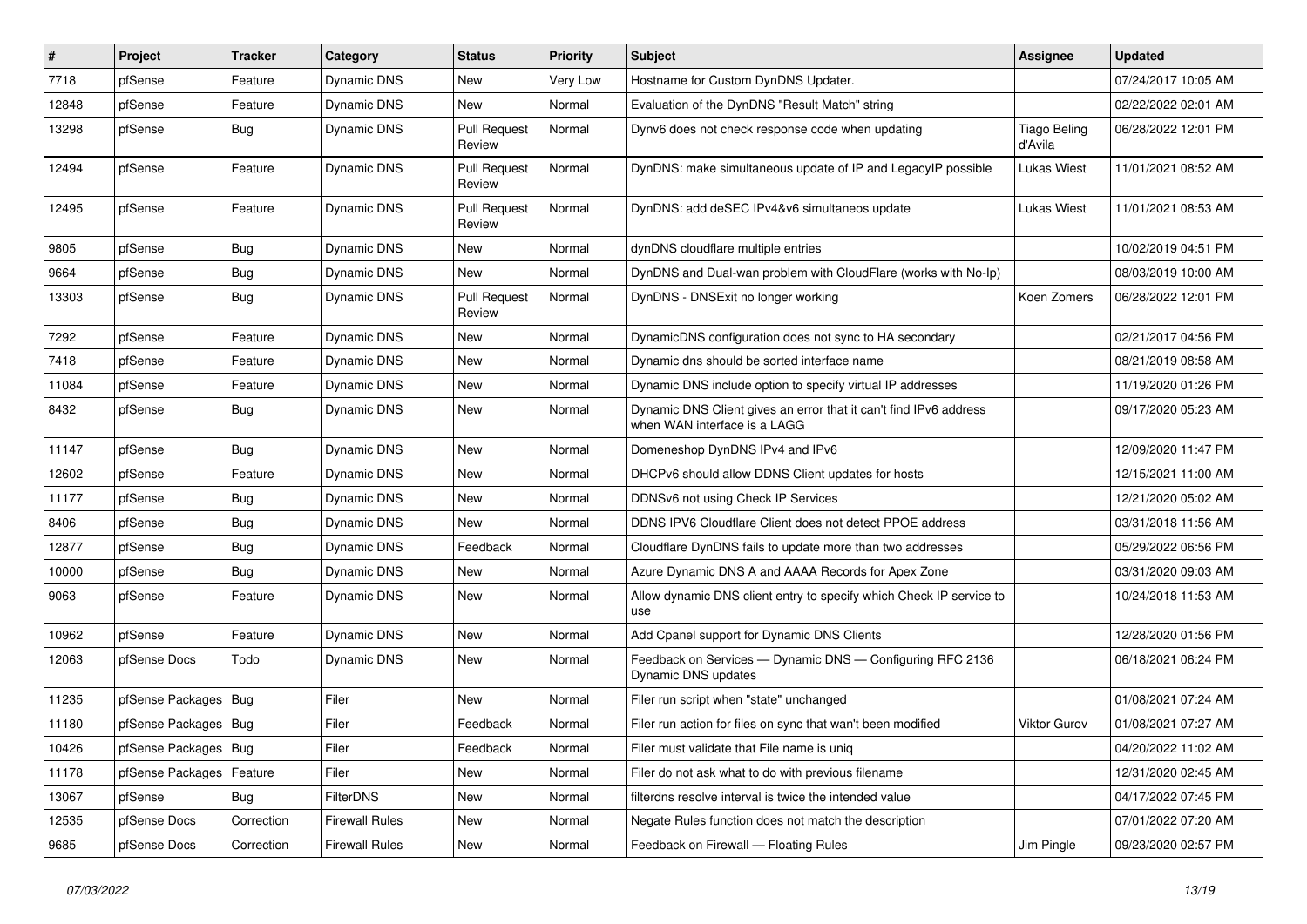| # | Project | Tracker | Category | Status | Priority | Subject | Assignee | Updated |
|---|---|---|---|---|---|---|---|---|
| 7718 | pfSense | Feature | Dynamic DNS | New | Very Low | Hostname for Custom DynDNS Updater. | | 07/24/2017 10:05 AM |
| 12848 | pfSense | Feature | Dynamic DNS | New | Normal | Evaluation of the DynDNS "Result Match" string | | 02/22/2022 02:01 AM |
| 13298 | pfSense | Bug | Dynamic DNS | Pull Request Review | Normal | Dynv6 does not check response code when updating | Tiago Beling d'Avila | 06/28/2022 12:01 PM |
| 12494 | pfSense | Feature | Dynamic DNS | Pull Request Review | Normal | DynDNS: make simultaneous update of IP and LegacyIP possible | Lukas Wiest | 11/01/2021 08:52 AM |
| 12495 | pfSense | Feature | Dynamic DNS | Pull Request Review | Normal | DynDNS: add deSEC IPv4&v6 simultaneos update | Lukas Wiest | 11/01/2021 08:53 AM |
| 9805 | pfSense | Bug | Dynamic DNS | New | Normal | dynDNS cloudflare multiple entries | | 10/02/2019 04:51 PM |
| 9664 | pfSense | Bug | Dynamic DNS | New | Normal | DynDNS and Dual-wan problem with CloudFlare (works with No-Ip) | | 08/03/2019 10:00 AM |
| 13303 | pfSense | Bug | Dynamic DNS | Pull Request Review | Normal | DynDNS - DNSExit no longer working | Koen Zomers | 06/28/2022 12:01 PM |
| 7292 | pfSense | Feature | Dynamic DNS | New | Normal | DynamicDNS configuration does not sync to HA secondary | | 02/21/2017 04:56 PM |
| 7418 | pfSense | Feature | Dynamic DNS | New | Normal | Dynamic dns should be sorted interface name | | 08/21/2019 08:58 AM |
| 11084 | pfSense | Feature | Dynamic DNS | New | Normal | Dynamic DNS include option to specify virtual IP addresses | | 11/19/2020 01:26 PM |
| 8432 | pfSense | Bug | Dynamic DNS | New | Normal | Dynamic DNS Client gives an error that it can't find IPv6 address when WAN interface is a LAGG | | 09/17/2020 05:23 AM |
| 11147 | pfSense | Bug | Dynamic DNS | New | Normal | Domeneshop DynDNS IPv4 and IPv6 | | 12/09/2020 11:47 PM |
| 12602 | pfSense | Feature | Dynamic DNS | New | Normal | DHCPv6 should allow DDNS Client updates for hosts | | 12/15/2021 11:00 AM |
| 11177 | pfSense | Bug | Dynamic DNS | New | Normal | DDNSv6 not using Check IP Services | | 12/21/2020 05:02 AM |
| 8406 | pfSense | Bug | Dynamic DNS | New | Normal | DDNS IPV6 Cloudflare Client does not detect PPOE address | | 03/31/2018 11:56 AM |
| 12877 | pfSense | Bug | Dynamic DNS | Feedback | Normal | Cloudflare DynDNS fails to update more than two addresses | | 05/29/2022 06:56 PM |
| 10000 | pfSense | Bug | Dynamic DNS | New | Normal | Azure Dynamic DNS A and AAAA Records for Apex Zone | | 03/31/2020 09:03 AM |
| 9063 | pfSense | Feature | Dynamic DNS | New | Normal | Allow dynamic DNS client entry to specify which Check IP service to use | | 10/24/2018 11:53 AM |
| 10962 | pfSense | Feature | Dynamic DNS | New | Normal | Add Cpanel support for Dynamic DNS Clients | | 12/28/2020 01:56 PM |
| 12063 | pfSense Docs | Todo | Dynamic DNS | New | Normal | Feedback on Services — Dynamic DNS — Configuring RFC 2136 Dynamic DNS updates | | 06/18/2021 06:24 PM |
| 11235 | pfSense Packages | Bug | Filer | New | Normal | Filer run script when "state" unchanged | | 01/08/2021 07:24 AM |
| 11180 | pfSense Packages | Bug | Filer | Feedback | Normal | Filer run action for files on sync that wan't been modified | Viktor Gurov | 01/08/2021 07:27 AM |
| 10426 | pfSense Packages | Bug | Filer | Feedback | Normal | Filer must validate that File name is uniq | | 04/20/2022 11:02 AM |
| 11178 | pfSense Packages | Feature | Filer | New | Normal | Filer do not ask what to do with previous filename | | 12/31/2020 02:45 AM |
| 13067 | pfSense | Bug | FilterDNS | New | Normal | filterdns resolve interval is twice the intended value | | 04/17/2022 07:45 PM |
| 12535 | pfSense Docs | Correction | Firewall Rules | New | Normal | Negate Rules function does not match the description | | 07/01/2022 07:20 AM |
| 9685 | pfSense Docs | Correction | Firewall Rules | New | Normal | Feedback on Firewall — Floating Rules | Jim Pingle | 09/23/2020 02:57 PM |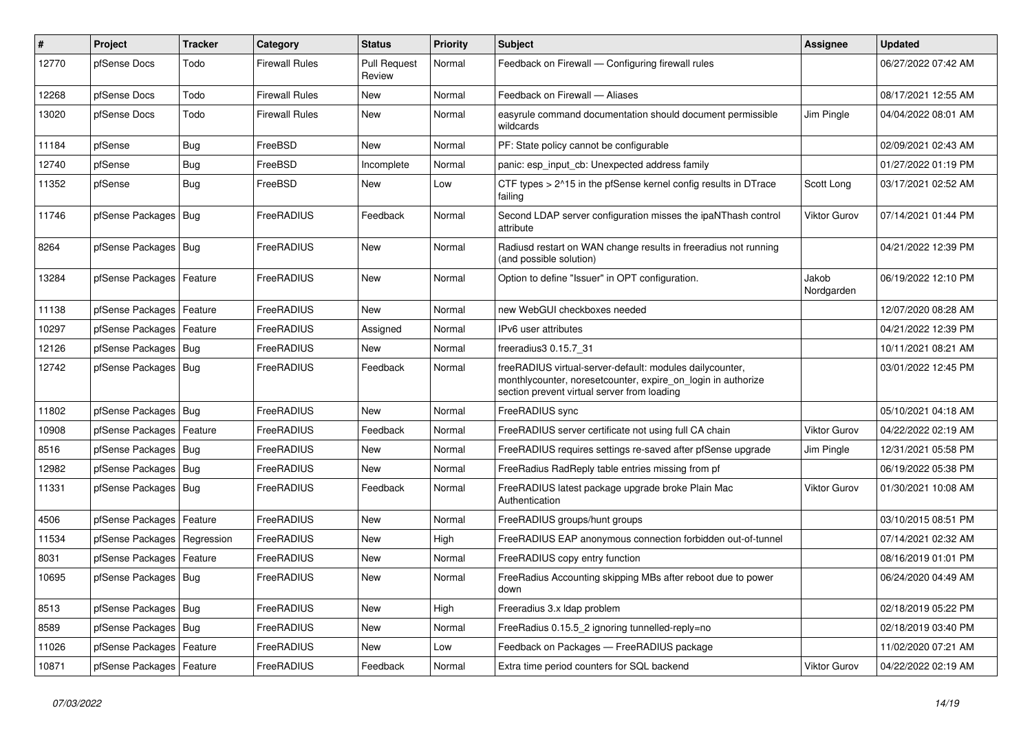| # | Project | Tracker | Category | Status | Priority | Subject | Assignee | Updated |
|---|---|---|---|---|---|---|---|---|
| 12770 | pfSense Docs | Todo | Firewall Rules | Pull Request Review | Normal | Feedback on Firewall — Configuring firewall rules | | 06/27/2022 07:42 AM |
| 12268 | pfSense Docs | Todo | Firewall Rules | New | Normal | Feedback on Firewall — Aliases | | 08/17/2021 12:55 AM |
| 13020 | pfSense Docs | Todo | Firewall Rules | New | Normal | easyrule command documentation should document permissible wildcards | Jim Pingle | 04/04/2022 08:01 AM |
| 11184 | pfSense | Bug | FreeBSD | New | Normal | PF: State policy cannot be configurable | | 02/09/2021 02:43 AM |
| 12740 | pfSense | Bug | FreeBSD | Incomplete | Normal | panic: esp_input_cb: Unexpected address family | | 01/27/2022 01:19 PM |
| 11352 | pfSense | Bug | FreeBSD | New | Low | CTF types > 2^15 in the pfSense kernel config results in DTrace failing | Scott Long | 03/17/2021 02:52 AM |
| 11746 | pfSense Packages | Bug | FreeRADIUS | Feedback | Normal | Second LDAP server configuration misses the ipaNThash control attribute | Viktor Gurov | 07/14/2021 01:44 PM |
| 8264 | pfSense Packages | Bug | FreeRADIUS | New | Normal | Radiusd restart on WAN change results in freeradius not running (and possible solution) | | 04/21/2022 12:39 PM |
| 13284 | pfSense Packages | Feature | FreeRADIUS | New | Normal | Option to define "Issuer" in OPT configuration. | Jakob Nordgarden | 06/19/2022 12:10 PM |
| 11138 | pfSense Packages | Feature | FreeRADIUS | New | Normal | new WebGUI checkboxes needed | | 12/07/2020 08:28 AM |
| 10297 | pfSense Packages | Feature | FreeRADIUS | Assigned | Normal | IPv6 user attributes | | 04/21/2022 12:39 PM |
| 12126 | pfSense Packages | Bug | FreeRADIUS | New | Normal | freeradius3 0.15.7_31 | | 10/11/2021 08:21 AM |
| 12742 | pfSense Packages | Bug | FreeRADIUS | Feedback | Normal | freeRADIUS virtual-server-default: modules dailycounter, monthlycounter, noresetcounter, expire_on_login in authorize section prevent virtual server from loading | | 03/01/2022 12:45 PM |
| 11802 | pfSense Packages | Bug | FreeRADIUS | New | Normal | FreeRADIUS sync | | 05/10/2021 04:18 AM |
| 10908 | pfSense Packages | Feature | FreeRADIUS | Feedback | Normal | FreeRADIUS server certificate not using full CA chain | Viktor Gurov | 04/22/2022 02:19 AM |
| 8516 | pfSense Packages | Bug | FreeRADIUS | New | Normal | FreeRADIUS requires settings re-saved after pfSense upgrade | Jim Pingle | 12/31/2021 05:58 PM |
| 12982 | pfSense Packages | Bug | FreeRADIUS | New | Normal | FreeRadius RadReply table entries missing from pf | | 06/19/2022 05:38 PM |
| 11331 | pfSense Packages | Bug | FreeRADIUS | Feedback | Normal | FreeRADIUS latest package upgrade broke Plain Mac Authentication | Viktor Gurov | 01/30/2021 10:08 AM |
| 4506 | pfSense Packages | Feature | FreeRADIUS | New | Normal | FreeRADIUS groups/hunt groups | | 03/10/2015 08:51 PM |
| 11534 | pfSense Packages | Regression | FreeRADIUS | New | High | FreeRADIUS EAP anonymous connection forbidden out-of-tunnel | | 07/14/2021 02:32 AM |
| 8031 | pfSense Packages | Feature | FreeRADIUS | New | Normal | FreeRADIUS copy entry function | | 08/16/2019 01:01 PM |
| 10695 | pfSense Packages | Bug | FreeRADIUS | New | Normal | FreeRadius Accounting skipping MBs after reboot due to power down | | 06/24/2020 04:49 AM |
| 8513 | pfSense Packages | Bug | FreeRADIUS | New | High | Freeradius 3.x ldap problem | | 02/18/2019 05:22 PM |
| 8589 | pfSense Packages | Bug | FreeRADIUS | New | Normal | FreeRadius 0.15.5_2 ignoring tunnelled-reply=no | | 02/18/2019 03:40 PM |
| 11026 | pfSense Packages | Feature | FreeRADIUS | New | Low | Feedback on Packages — FreeRADIUS package | | 11/02/2020 07:21 AM |
| 10871 | pfSense Packages | Feature | FreeRADIUS | Feedback | Normal | Extra time period counters for SQL backend | Viktor Gurov | 04/22/2022 02:19 AM |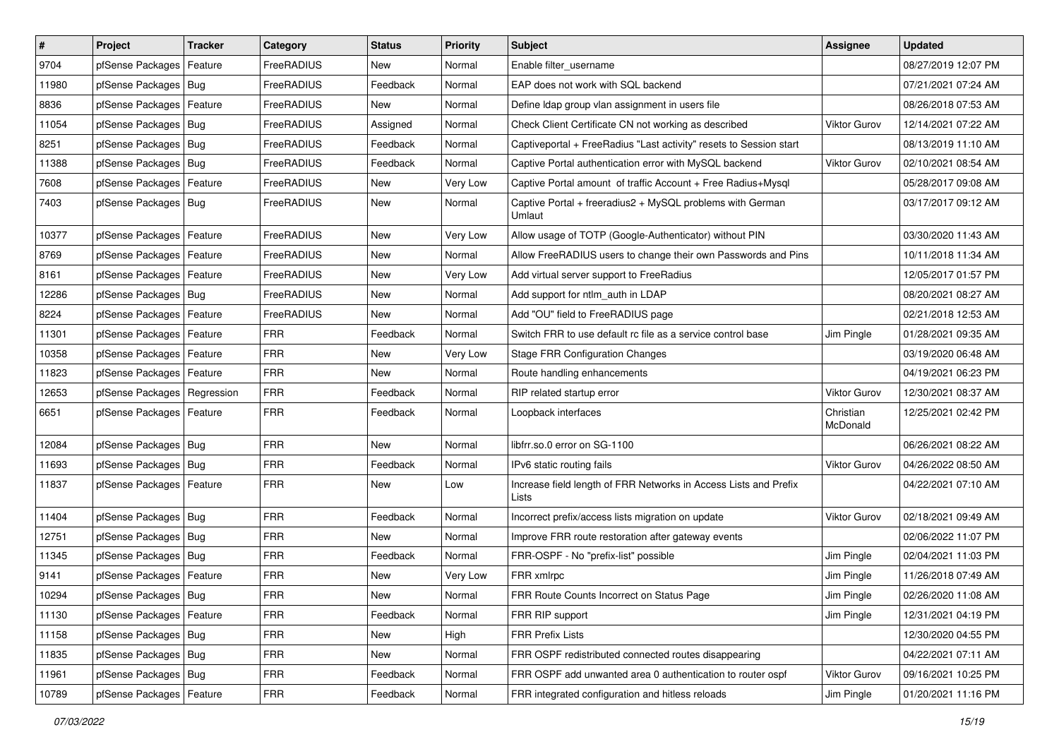| # | Project | Tracker | Category | Status | Priority | Subject | Assignee | Updated |
|---|---|---|---|---|---|---|---|---|
| 9704 | pfSense Packages | Feature | FreeRADIUS | New | Normal | Enable filter_username | | 08/27/2019 12:07 PM |
| 11980 | pfSense Packages | Bug | FreeRADIUS | Feedback | Normal | EAP does not work with SQL backend | | 07/21/2021 07:24 AM |
| 8836 | pfSense Packages | Feature | FreeRADIUS | New | Normal | Define ldap group vlan assignment in users file | | 08/26/2018 07:53 AM |
| 11054 | pfSense Packages | Bug | FreeRADIUS | Assigned | Normal | Check Client Certificate CN not working as described | Viktor Gurov | 12/14/2021 07:22 AM |
| 8251 | pfSense Packages | Bug | FreeRADIUS | Feedback | Normal | Captiveportal + FreeRadius "Last activity" resets to Session start | | 08/13/2019 11:10 AM |
| 11388 | pfSense Packages | Bug | FreeRADIUS | Feedback | Normal | Captive Portal authentication error with MySQL backend | Viktor Gurov | 02/10/2021 08:54 AM |
| 7608 | pfSense Packages | Feature | FreeRADIUS | New | Very Low | Captive Portal amount of traffic Account + Free Radius+Mysql | | 05/28/2017 09:08 AM |
| 7403 | pfSense Packages | Bug | FreeRADIUS | New | Normal | Captive Portal + freeradius2 + MySQL problems with German Umlaut | | 03/17/2017 09:12 AM |
| 10377 | pfSense Packages | Feature | FreeRADIUS | New | Very Low | Allow usage of TOTP (Google-Authenticator) without PIN | | 03/30/2020 11:43 AM |
| 8769 | pfSense Packages | Feature | FreeRADIUS | New | Normal | Allow FreeRADIUS users to change their own Passwords and Pins | | 10/11/2018 11:34 AM |
| 8161 | pfSense Packages | Feature | FreeRADIUS | New | Very Low | Add virtual server support to FreeRadius | | 12/05/2017 01:57 PM |
| 12286 | pfSense Packages | Bug | FreeRADIUS | New | Normal | Add support for ntlm_auth in LDAP | | 08/20/2021 08:27 AM |
| 8224 | pfSense Packages | Feature | FreeRADIUS | New | Normal | Add "OU" field to FreeRADIUS page | | 02/21/2018 12:53 AM |
| 11301 | pfSense Packages | Feature | FRR | Feedback | Normal | Switch FRR to use default rc file as a service control base | Jim Pingle | 01/28/2021 09:35 AM |
| 10358 | pfSense Packages | Feature | FRR | New | Very Low | Stage FRR Configuration Changes | | 03/19/2020 06:48 AM |
| 11823 | pfSense Packages | Feature | FRR | New | Normal | Route handling enhancements | | 04/19/2021 06:23 PM |
| 12653 | pfSense Packages | Regression | FRR | Feedback | Normal | RIP related startup error | Viktor Gurov | 12/30/2021 08:37 AM |
| 6651 | pfSense Packages | Feature | FRR | Feedback | Normal | Loopback interfaces | Christian McDonald | 12/25/2021 02:42 PM |
| 12084 | pfSense Packages | Bug | FRR | New | Normal | libfrr.so.0 error on SG-1100 | | 06/26/2021 08:22 AM |
| 11693 | pfSense Packages | Bug | FRR | Feedback | Normal | IPv6 static routing fails | Viktor Gurov | 04/26/2022 08:50 AM |
| 11837 | pfSense Packages | Feature | FRR | New | Low | Increase field length of FRR Networks in Access Lists and Prefix Lists | | 04/22/2021 07:10 AM |
| 11404 | pfSense Packages | Bug | FRR | Feedback | Normal | Incorrect prefix/access lists migration on update | Viktor Gurov | 02/18/2021 09:49 AM |
| 12751 | pfSense Packages | Bug | FRR | New | Normal | Improve FRR route restoration after gateway events | | 02/06/2022 11:07 PM |
| 11345 | pfSense Packages | Bug | FRR | Feedback | Normal | FRR-OSPF - No "prefix-list" possible | Jim Pingle | 02/04/2021 11:03 PM |
| 9141 | pfSense Packages | Feature | FRR | New | Very Low | FRR xmlrpc | Jim Pingle | 11/26/2018 07:49 AM |
| 10294 | pfSense Packages | Bug | FRR | New | Normal | FRR Route Counts Incorrect on Status Page | Jim Pingle | 02/26/2020 11:08 AM |
| 11130 | pfSense Packages | Feature | FRR | Feedback | Normal | FRR RIP support | Jim Pingle | 12/31/2021 04:19 PM |
| 11158 | pfSense Packages | Bug | FRR | New | High | FRR Prefix Lists | | 12/30/2020 04:55 PM |
| 11835 | pfSense Packages | Bug | FRR | New | Normal | FRR OSPF redistributed connected routes disappearing | | 04/22/2021 07:11 AM |
| 11961 | pfSense Packages | Bug | FRR | Feedback | Normal | FRR OSPF add unwanted area 0 authentication to router ospf | Viktor Gurov | 09/16/2021 10:25 PM |
| 10789 | pfSense Packages | Feature | FRR | Feedback | Normal | FRR integrated configuration and hitless reloads | Jim Pingle | 01/20/2021 11:16 PM |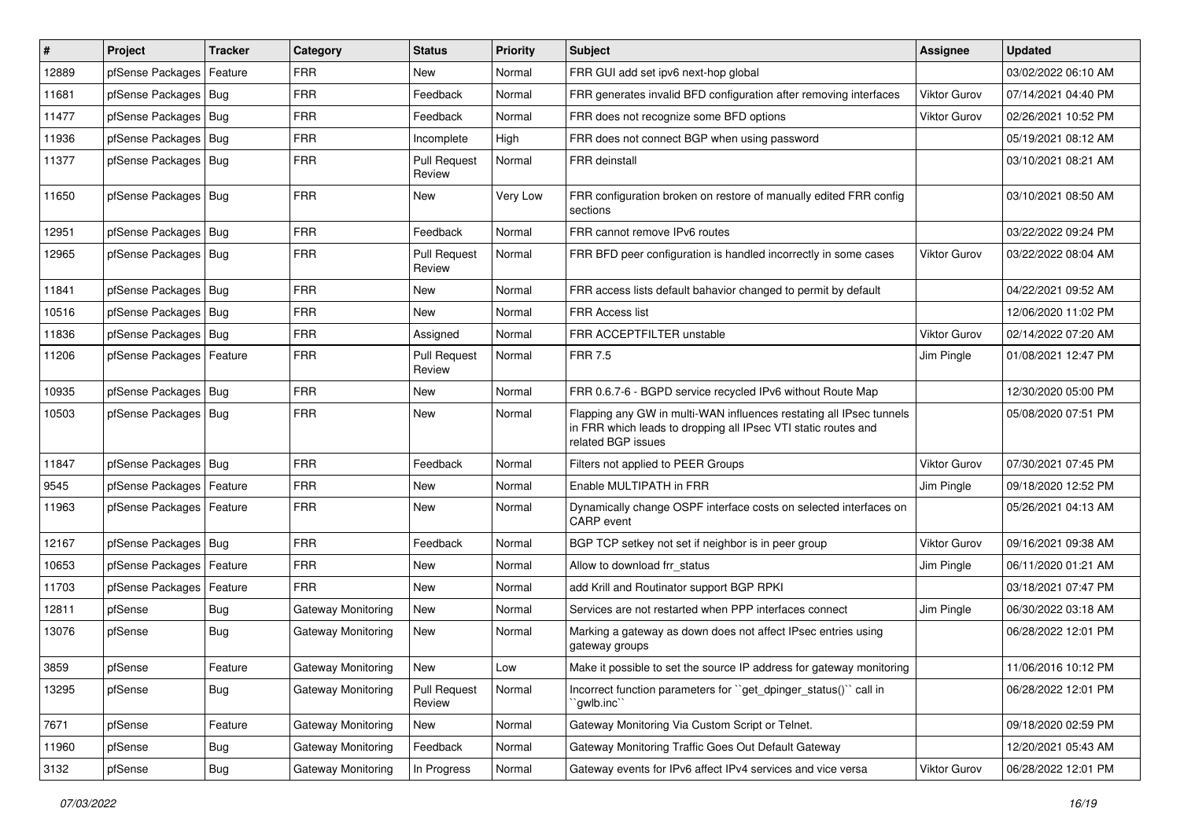| # | Project | Tracker | Category | Status | Priority | Subject | Assignee | Updated |
|---|---|---|---|---|---|---|---|---|
| 12889 | pfSense Packages | Feature | FRR | New | Normal | FRR GUI add set ipv6 next-hop global | | 03/02/2022 06:10 AM |
| 11681 | pfSense Packages | Bug | FRR | Feedback | Normal | FRR generates invalid BFD configuration after removing interfaces | Viktor Gurov | 07/14/2021 04:40 PM |
| 11477 | pfSense Packages | Bug | FRR | Feedback | Normal | FRR does not recognize some BFD options | Viktor Gurov | 02/26/2021 10:52 PM |
| 11936 | pfSense Packages | Bug | FRR | Incomplete | High | FRR does not connect BGP when using password | | 05/19/2021 08:12 AM |
| 11377 | pfSense Packages | Bug | FRR | Pull Request Review | Normal | FRR deinstall | | 03/10/2021 08:21 AM |
| 11650 | pfSense Packages | Bug | FRR | New | Very Low | FRR configuration broken on restore of manually edited FRR config sections | | 03/10/2021 08:50 AM |
| 12951 | pfSense Packages | Bug | FRR | Feedback | Normal | FRR cannot remove IPv6 routes | | 03/22/2022 09:24 PM |
| 12965 | pfSense Packages | Bug | FRR | Pull Request Review | Normal | FRR BFD peer configuration is handled incorrectly in some cases | Viktor Gurov | 03/22/2022 08:04 AM |
| 11841 | pfSense Packages | Bug | FRR | New | Normal | FRR access lists default bahavior changed to permit by default | | 04/22/2021 09:52 AM |
| 10516 | pfSense Packages | Bug | FRR | New | Normal | FRR Access list | | 12/06/2020 11:02 PM |
| 11836 | pfSense Packages | Bug | FRR | Assigned | Normal | FRR ACCEPTFILTER unstable | Viktor Gurov | 02/14/2022 07:20 AM |
| 11206 | pfSense Packages | Feature | FRR | Pull Request Review | Normal | FRR 7.5 | Jim Pingle | 01/08/2021 12:47 PM |
| 10935 | pfSense Packages | Bug | FRR | New | Normal | FRR 0.6.7-6 - BGPD service recycled IPv6 without Route Map | | 12/30/2020 05:00 PM |
| 10503 | pfSense Packages | Bug | FRR | New | Normal | Flapping any GW in multi-WAN influences restating all IPsec tunnels in FRR which leads to dropping all IPsec VTI static routes and related BGP issues | | 05/08/2020 07:51 PM |
| 11847 | pfSense Packages | Bug | FRR | Feedback | Normal | Filters not applied to PEER Groups | Viktor Gurov | 07/30/2021 07:45 PM |
| 9545 | pfSense Packages | Feature | FRR | New | Normal | Enable MULTIPATH in FRR | Jim Pingle | 09/18/2020 12:52 PM |
| 11963 | pfSense Packages | Feature | FRR | New | Normal | Dynamically change OSPF interface costs on selected interfaces on CARP event | | 05/26/2021 04:13 AM |
| 12167 | pfSense Packages | Bug | FRR | Feedback | Normal | BGP TCP setkey not set if neighbor is in peer group | Viktor Gurov | 09/16/2021 09:38 AM |
| 10653 | pfSense Packages | Feature | FRR | New | Normal | Allow to download frr_status | Jim Pingle | 06/11/2020 01:21 AM |
| 11703 | pfSense Packages | Feature | FRR | New | Normal | add Krill and Routinator support BGP RPKI | | 03/18/2021 07:47 PM |
| 12811 | pfSense | Bug | Gateway Monitoring | New | Normal | Services are not restarted when PPP interfaces connect | Jim Pingle | 06/30/2022 03:18 AM |
| 13076 | pfSense | Bug | Gateway Monitoring | New | Normal | Marking a gateway as down does not affect IPsec entries using gateway groups | | 06/28/2022 12:01 PM |
| 3859 | pfSense | Feature | Gateway Monitoring | New | Low | Make it possible to set the source IP address for gateway monitoring | | 11/06/2016 10:12 PM |
| 13295 | pfSense | Bug | Gateway Monitoring | Pull Request Review | Normal | Incorrect function parameters for ``get_dpinger_status()`` call in ``gwlb.inc`` | | 06/28/2022 12:01 PM |
| 7671 | pfSense | Feature | Gateway Monitoring | New | Normal | Gateway Monitoring Via Custom Script or Telnet. | | 09/18/2020 02:59 PM |
| 11960 | pfSense | Bug | Gateway Monitoring | Feedback | Normal | Gateway Monitoring Traffic Goes Out Default Gateway | | 12/20/2021 05:43 AM |
| 3132 | pfSense | Bug | Gateway Monitoring | In Progress | Normal | Gateway events for IPv6 affect IPv4 services and vice versa | Viktor Gurov | 06/28/2022 12:01 PM |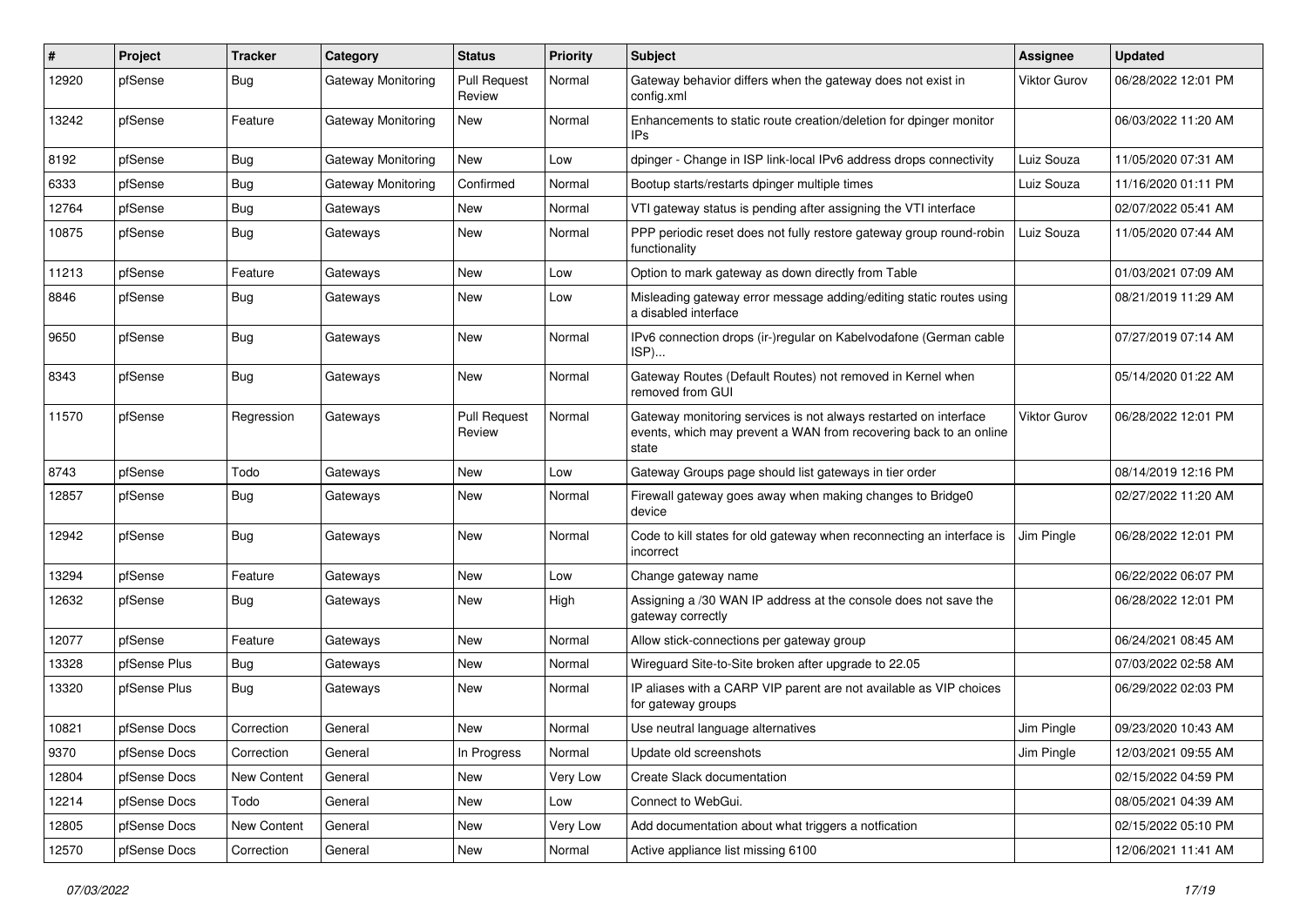| # | Project | Tracker | Category | Status | Priority | Subject | Assignee | Updated |
|---|---|---|---|---|---|---|---|---|
| 12920 | pfSense | Bug | Gateway Monitoring | Pull Request Review | Normal | Gateway behavior differs when the gateway does not exist in config.xml | Viktor Gurov | 06/28/2022 12:01 PM |
| 13242 | pfSense | Feature | Gateway Monitoring | New | Normal | Enhancements to static route creation/deletion for dpinger monitor IPs | | 06/03/2022 11:20 AM |
| 8192 | pfSense | Bug | Gateway Monitoring | New | Low | dpinger - Change in ISP link-local IPv6 address drops connectivity | Luiz Souza | 11/05/2020 07:31 AM |
| 6333 | pfSense | Bug | Gateway Monitoring | Confirmed | Normal | Bootup starts/restarts dpinger multiple times | Luiz Souza | 11/16/2020 01:11 PM |
| 12764 | pfSense | Bug | Gateways | New | Normal | VTI gateway status is pending after assigning the VTI interface | | 02/07/2022 05:41 AM |
| 10875 | pfSense | Bug | Gateways | New | Normal | PPP periodic reset does not fully restore gateway group round-robin functionality | Luiz Souza | 11/05/2020 07:44 AM |
| 11213 | pfSense | Feature | Gateways | New | Low | Option to mark gateway as down directly from Table | | 01/03/2021 07:09 AM |
| 8846 | pfSense | Bug | Gateways | New | Low | Misleading gateway error message adding/editing static routes using a disabled interface | | 08/21/2019 11:29 AM |
| 9650 | pfSense | Bug | Gateways | New | Normal | IPv6 connection drops (ir-)regular on Kabelvodafone (German cable ISP)... | | 07/27/2019 07:14 AM |
| 8343 | pfSense | Bug | Gateways | New | Normal | Gateway Routes (Default Routes) not removed in Kernel when removed from GUI | | 05/14/2020 01:22 AM |
| 11570 | pfSense | Regression | Gateways | Pull Request Review | Normal | Gateway monitoring services is not always restarted on interface events, which may prevent a WAN from recovering back to an online state | Viktor Gurov | 06/28/2022 12:01 PM |
| 8743 | pfSense | Todo | Gateways | New | Low | Gateway Groups page should list gateways in tier order | | 08/14/2019 12:16 PM |
| 12857 | pfSense | Bug | Gateways | New | Normal | Firewall gateway goes away when making changes to Bridge0 device | | 02/27/2022 11:20 AM |
| 12942 | pfSense | Bug | Gateways | New | Normal | Code to kill states for old gateway when reconnecting an interface is incorrect | Jim Pingle | 06/28/2022 12:01 PM |
| 13294 | pfSense | Feature | Gateways | New | Low | Change gateway name | | 06/22/2022 06:07 PM |
| 12632 | pfSense | Bug | Gateways | New | High | Assigning a /30 WAN IP address at the console does not save the gateway correctly | | 06/28/2022 12:01 PM |
| 12077 | pfSense | Feature | Gateways | New | Normal | Allow stick-connections per gateway group | | 06/24/2021 08:45 AM |
| 13328 | pfSense Plus | Bug | Gateways | New | Normal | Wireguard Site-to-Site broken after upgrade to 22.05 | | 07/03/2022 02:58 AM |
| 13320 | pfSense Plus | Bug | Gateways | New | Normal | IP aliases with a CARP VIP parent are not available as VIP choices for gateway groups | | 06/29/2022 02:03 PM |
| 10821 | pfSense Docs | Correction | General | New | Normal | Use neutral language alternatives | Jim Pingle | 09/23/2020 10:43 AM |
| 9370 | pfSense Docs | Correction | General | In Progress | Normal | Update old screenshots | Jim Pingle | 12/03/2021 09:55 AM |
| 12804 | pfSense Docs | New Content | General | New | Very Low | Create Slack documentation | | 02/15/2022 04:59 PM |
| 12214 | pfSense Docs | Todo | General | New | Low | Connect to WebGui. | | 08/05/2021 04:39 AM |
| 12805 | pfSense Docs | New Content | General | New | Very Low | Add documentation about what triggers a notfication | | 02/15/2022 05:10 PM |
| 12570 | pfSense Docs | Correction | General | New | Normal | Active appliance list missing 6100 | | 12/06/2021 11:41 AM |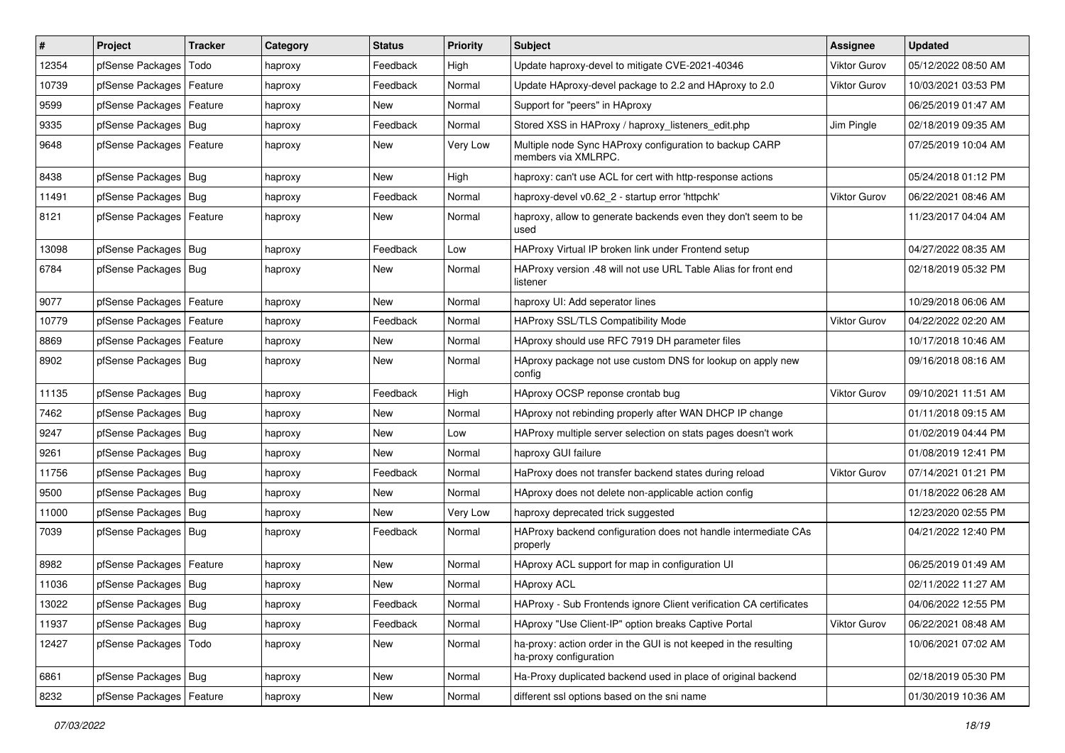| # | Project | Tracker | Category | Status | Priority | Subject | Assignee | Updated |
|---|---|---|---|---|---|---|---|---|
| 12354 | pfSense Packages | Todo | haproxy | Feedback | High | Update haproxy-devel to mitigate CVE-2021-40346 | Viktor Gurov | 05/12/2022 08:50 AM |
| 10739 | pfSense Packages | Feature | haproxy | Feedback | Normal | Update HAproxy-devel package to 2.2 and HAproxy to 2.0 | Viktor Gurov | 10/03/2021 03:53 PM |
| 9599 | pfSense Packages | Feature | haproxy | New | Normal | Support for "peers" in HAproxy | | 06/25/2019 01:47 AM |
| 9335 | pfSense Packages | Bug | haproxy | Feedback | Normal | Stored XSS in HAProxy / haproxy_listeners_edit.php | Jim Pingle | 02/18/2019 09:35 AM |
| 9648 | pfSense Packages | Feature | haproxy | New | Very Low | Multiple node Sync HAProxy configuration to backup CARP members via XMLRPC. | | 07/25/2019 10:04 AM |
| 8438 | pfSense Packages | Bug | haproxy | New | High | haproxy: can't use ACL for cert with http-response actions | | 05/24/2018 01:12 PM |
| 11491 | pfSense Packages | Bug | haproxy | Feedback | Normal | haproxy-devel v0.62_2 - startup error 'httpchk' | Viktor Gurov | 06/22/2021 08:46 AM |
| 8121 | pfSense Packages | Feature | haproxy | New | Normal | haproxy, allow to generate backends even they don't seem to be used | | 11/23/2017 04:04 AM |
| 13098 | pfSense Packages | Bug | haproxy | Feedback | Low | HAProxy Virtual IP broken link under Frontend setup | | 04/27/2022 08:35 AM |
| 6784 | pfSense Packages | Bug | haproxy | New | Normal | HAProxy version .48 will not use URL Table Alias for front end listener | | 02/18/2019 05:32 PM |
| 9077 | pfSense Packages | Feature | haproxy | New | Normal | haproxy UI: Add seperator lines | | 10/29/2018 06:06 AM |
| 10779 | pfSense Packages | Feature | haproxy | Feedback | Normal | HAProxy SSL/TLS Compatibility Mode | Viktor Gurov | 04/22/2022 02:20 AM |
| 8869 | pfSense Packages | Feature | haproxy | New | Normal | HAproxy should use RFC 7919 DH parameter files | | 10/17/2018 10:46 AM |
| 8902 | pfSense Packages | Bug | haproxy | New | Normal | HAproxy package not use custom DNS for lookup on apply new config | | 09/16/2018 08:16 AM |
| 11135 | pfSense Packages | Bug | haproxy | Feedback | High | HAproxy OCSP reponse crontab bug | Viktor Gurov | 09/10/2021 11:51 AM |
| 7462 | pfSense Packages | Bug | haproxy | New | Normal | HAproxy not rebinding properly after WAN DHCP IP change | | 01/11/2018 09:15 AM |
| 9247 | pfSense Packages | Bug | haproxy | New | Low | HAProxy multiple server selection on stats pages doesn't work | | 01/02/2019 04:44 PM |
| 9261 | pfSense Packages | Bug | haproxy | New | Normal | haproxy GUI failure | | 01/08/2019 12:41 PM |
| 11756 | pfSense Packages | Bug | haproxy | Feedback | Normal | HaProxy does not transfer backend states during reload | Viktor Gurov | 07/14/2021 01:21 PM |
| 9500 | pfSense Packages | Bug | haproxy | New | Normal | HAproxy does not delete non-applicable action config | | 01/18/2022 06:28 AM |
| 11000 | pfSense Packages | Bug | haproxy | New | Very Low | haproxy deprecated trick suggested | | 12/23/2020 02:55 PM |
| 7039 | pfSense Packages | Bug | haproxy | Feedback | Normal | HAProxy backend configuration does not handle intermediate CAs properly | | 04/21/2022 12:40 PM |
| 8982 | pfSense Packages | Feature | haproxy | New | Normal | HAproxy ACL support for map in configuration UI | | 06/25/2019 01:49 AM |
| 11036 | pfSense Packages | Bug | haproxy | New | Normal | HAproxy ACL | | 02/11/2022 11:27 AM |
| 13022 | pfSense Packages | Bug | haproxy | Feedback | Normal | HAProxy - Sub Frontends ignore Client verification CA certificates | | 04/06/2022 12:55 PM |
| 11937 | pfSense Packages | Bug | haproxy | Feedback | Normal | HAproxy "Use Client-IP" option breaks Captive Portal | Viktor Gurov | 06/22/2021 08:48 AM |
| 12427 | pfSense Packages | Todo | haproxy | New | Normal | ha-proxy: action order in the GUI is not keeped in the resulting ha-proxy configuration | | 10/06/2021 07:02 AM |
| 6861 | pfSense Packages | Bug | haproxy | New | Normal | Ha-Proxy duplicated backend used in place of original backend | | 02/18/2019 05:30 PM |
| 8232 | pfSense Packages | Feature | haproxy | New | Normal | different ssl options based on the sni name | | 01/30/2019 10:36 AM |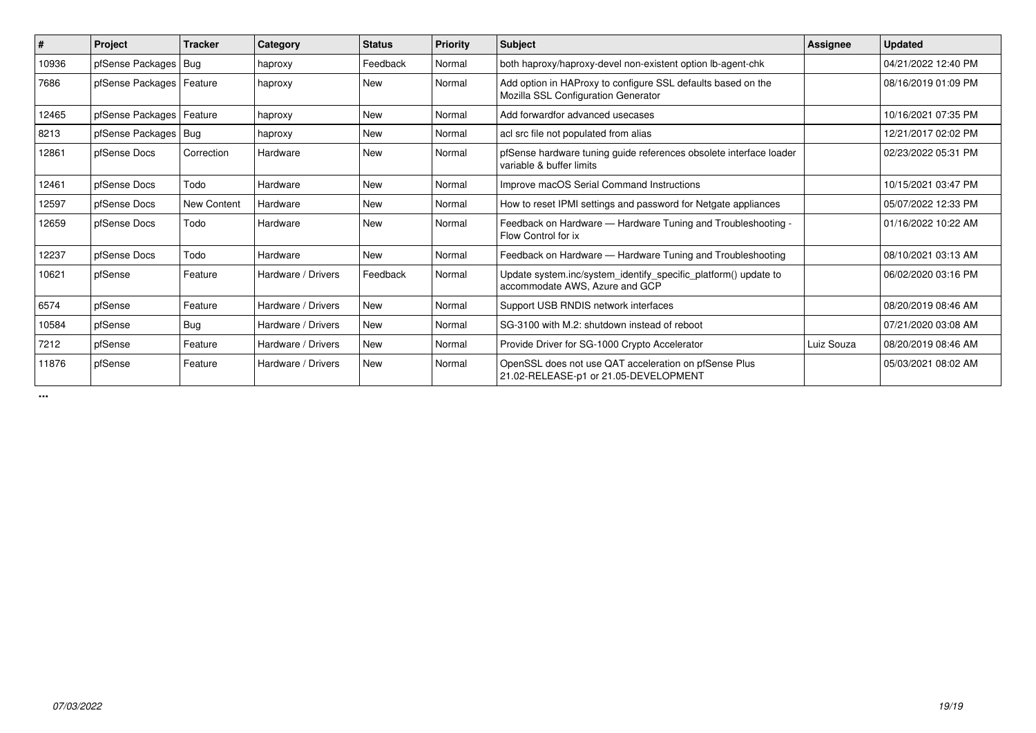| # | Project | Tracker | Category | Status | Priority | Subject | Assignee | Updated |
|---|---|---|---|---|---|---|---|---|
| 10936 | pfSense Packages | Bug | haproxy | Feedback | Normal | both haproxy/haproxy-devel non-existent option lb-agent-chk | | 04/21/2022 12:40 PM |
| 7686 | pfSense Packages | Feature | haproxy | New | Normal | Add option in HAProxy to configure SSL defaults based on the Mozilla SSL Configuration Generator | | 08/16/2019 01:09 PM |
| 12465 | pfSense Packages | Feature | haproxy | New | Normal | Add forwardfor advanced usecases | | 10/16/2021 07:35 PM |
| 8213 | pfSense Packages | Bug | haproxy | New | Normal | acl src file not populated from alias | | 12/21/2017 02:02 PM |
| 12861 | pfSense Docs | Correction | Hardware | New | Normal | pfSense hardware tuning guide references obsolete interface loader variable & buffer limits | | 02/23/2022 05:31 PM |
| 12461 | pfSense Docs | Todo | Hardware | New | Normal | Improve macOS Serial Command Instructions | | 10/15/2021 03:47 PM |
| 12597 | pfSense Docs | New Content | Hardware | New | Normal | How to reset IPMI settings and password for Netgate appliances | | 05/07/2022 12:33 PM |
| 12659 | pfSense Docs | Todo | Hardware | New | Normal | Feedback on Hardware — Hardware Tuning and Troubleshooting - Flow Control for ix | | 01/16/2022 10:22 AM |
| 12237 | pfSense Docs | Todo | Hardware | New | Normal | Feedback on Hardware — Hardware Tuning and Troubleshooting | | 08/10/2021 03:13 AM |
| 10621 | pfSense | Feature | Hardware / Drivers | Feedback | Normal | Update system.inc/system_identify_specific_platform() update to accommodate AWS, Azure and GCP | | 06/02/2020 03:16 PM |
| 6574 | pfSense | Feature | Hardware / Drivers | New | Normal | Support USB RNDIS network interfaces | | 08/20/2019 08:46 AM |
| 10584 | pfSense | Bug | Hardware / Drivers | New | Normal | SG-3100 with M.2: shutdown instead of reboot | | 07/21/2020 03:08 AM |
| 7212 | pfSense | Feature | Hardware / Drivers | New | Normal | Provide Driver for SG-1000 Crypto Accelerator | Luiz Souza | 08/20/2019 08:46 AM |
| 11876 | pfSense | Feature | Hardware / Drivers | New | Normal | OpenSSL does not use QAT acceleration on pfSense Plus 21.02-RELEASE-p1 or 21.05-DEVELOPMENT | | 05/03/2021 08:02 AM |

...